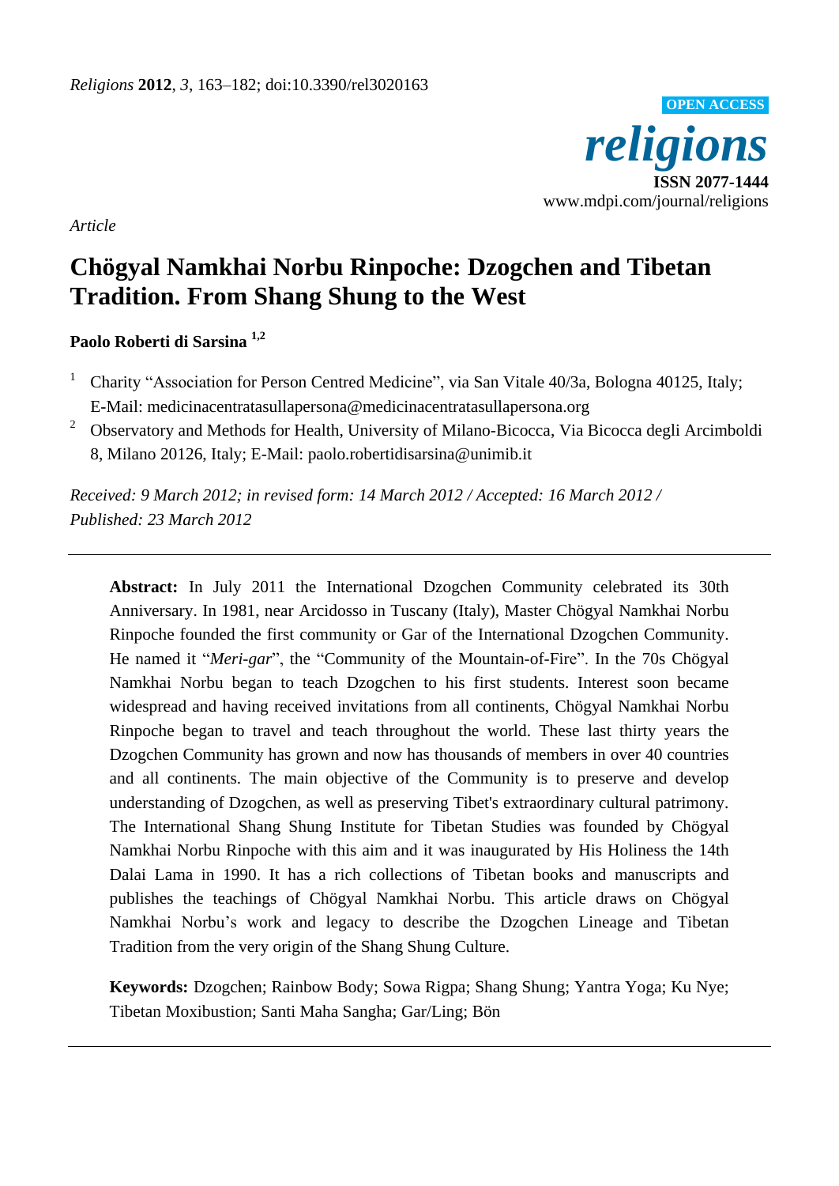*Religions* **2012**, *3*, 163–182; doi:10.3390/rel3020163

**OPEN ACCESS**

***religions***

**ISSN 2077-1444**

www.mdpi.com/journal/religions

*Article*

# Chögyal Namkhai Norbu Rinpoche: Dzogchen and Tibetan Tradition. From Shang Shung to the West

**Paolo Roberti di Sarsina [1,2]**

[1] Charity "Association for Person Centred Medicine", via San Vitale 40/3a, Bologna 40125, Italy; E-Mail: medicinacentratasullapersona@medicinacentratasullapersona.org

[2] Observatory and Methods for Health, University of Milano-Bicocca, Via Bicocca degli Arcimboldi 8, Milano 20126, Italy; E-Mail: paolo.robertidisarsina@unimib.it

*Received: 9 March 2012; in revised form: 14 March 2012 / Accepted: 16 March 2012 / Published: 23 March 2012*

---

**Abstract:** In July 2011 the International Dzogchen Community celebrated its 30th Anniversary. In 1981, near Arcidosso in Tuscany (Italy), Master Chögyal Namkhai Norbu Rinpoche founded the first community or Gar of the International Dzogchen Community. He named it "*Meri-gar*", the "Community of the Mountain-of-Fire". In the 70s Chögyal Namkhai Norbu began to teach Dzogchen to his first students. Interest soon became widespread and having received invitations from all continents, Chögyal Namkhai Norbu Rinpoche began to travel and teach throughout the world. These last thirty years the Dzogchen Community has grown and now has thousands of members in over 40 countries and all continents. The main objective of the Community is to preserve and develop understanding of Dzogchen, as well as preserving Tibet's extraordinary cultural patrimony. The International Shang Shung Institute for Tibetan Studies was founded by Chögyal Namkhai Norbu Rinpoche with this aim and it was inaugurated by His Holiness the 14th Dalai Lama in 1990. It has a rich collections of Tibetan books and manuscripts and publishes the teachings of Chögyal Namkhai Norbu. This article draws on Chögyal Namkhai Norbu's work and legacy to describe the Dzogchen Lineage and Tibetan Tradition from the very origin of the Shang Shung Culture.

**Keywords:** Dzogchen; Rainbow Body; Sowa Rigpa; Shang Shung; Yantra Yoga; Ku Nye; Tibetan Moxibustion; Santi Maha Sangha; Gar/Ling; Bön

---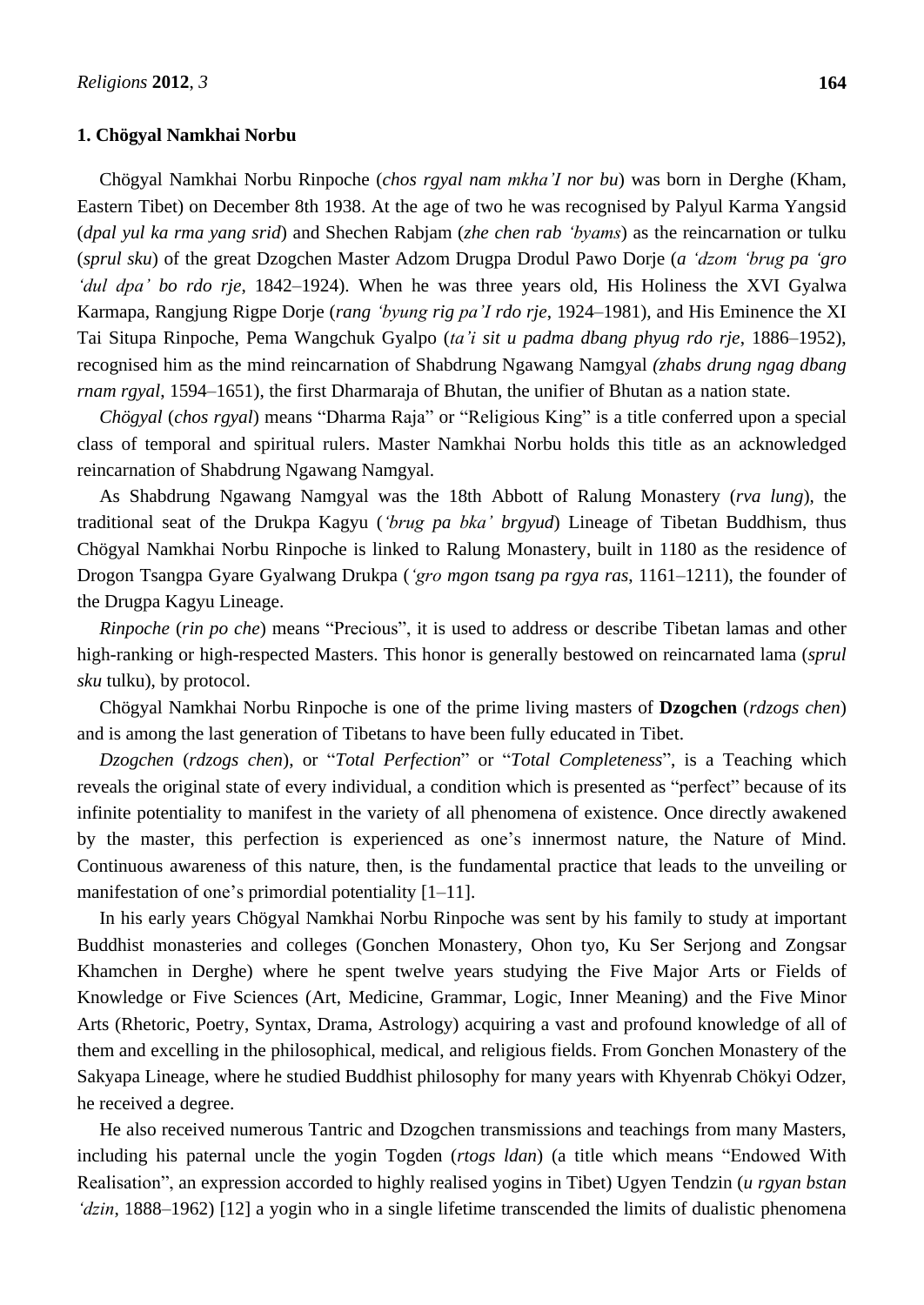## 1. Chögyal Namkhai Norbu

Chögyal Namkhai Norbu Rinpoche (*chos rgyal nam mkha'I nor bu*) was born in Derghe (Kham, Eastern Tibet) on December 8th 1938. At the age of two he was recognised by Palyul Karma Yangsid (*dpal yul ka rma yang srid*) and Shechen Rabjam (*zhe chen rab 'byams*) as the reincarnation or tulku (*sprul sku*) of the great Dzogchen Master Adzom Drugpa Drodul Pawo Dorje (*a 'dzom 'brug pa 'gro 'dul dpa' bo rdo rje*, 1842–1924). When he was three years old, His Holiness the XVI Gyalwa Karmapa, Rangjung Rigpe Dorje (*rang 'byung rig pa'I rdo rje*, 1924–1981), and His Eminence the XI Tai Situpa Rinpoche, Pema Wangchuk Gyalpo (*ta'i sit u padma dbang phyug rdo rje*, 1886–1952), recognised him as the mind reincarnation of Shabdrung Ngawang Namgyal *(zhabs drung ngag dbang rnam rgyal*, 1594–1651), the first Dharmaraja of Bhutan, the unifier of Bhutan as a nation state.

*Chögyal* (*chos rgyal*) means "Dharma Raja" or "Religious King" is a title conferred upon a special class of temporal and spiritual rulers. Master Namkhai Norbu holds this title as an acknowledged reincarnation of Shabdrung Ngawang Namgyal.

As Shabdrung Ngawang Namgyal was the 18th Abbott of Ralung Monastery (*rva lung*), the traditional seat of the Drukpa Kagyu (*'brug pa bka' brgyud*) Lineage of Tibetan Buddhism, thus Chögyal Namkhai Norbu Rinpoche is linked to Ralung Monastery, built in 1180 as the residence of Drogon Tsangpa Gyare Gyalwang Drukpa (*'gro mgon tsang pa rgya ras*, 1161–1211), the founder of the Drugpa Kagyu Lineage.

*Rinpoche* (*rin po che*) means "Precious", it is used to address or describe Tibetan lamas and other high-ranking or high-respected Masters. This honor is generally bestowed on reincarnated lama (*sprul sku* tulku), by protocol.

Chögyal Namkhai Norbu Rinpoche is one of the prime living masters of **Dzogchen** (*rdzogs chen*) and is among the last generation of Tibetans to have been fully educated in Tibet.

*Dzogchen* (*rdzogs chen*), or "*Total Perfection*" or "*Total Completeness*", is a Teaching which reveals the original state of every individual, a condition which is presented as "perfect" because of its infinite potentiality to manifest in the variety of all phenomena of existence. Once directly awakened by the master, this perfection is experienced as one's innermost nature, the Nature of Mind. Continuous awareness of this nature, then, is the fundamental practice that leads to the unveiling or manifestation of one's primordial potentiality [1–11].

In his early years Chögyal Namkhai Norbu Rinpoche was sent by his family to study at important Buddhist monasteries and colleges (Gonchen Monastery, Ohon tyo, Ku Ser Serjong and Zongsar Khamchen in Derghe) where he spent twelve years studying the Five Major Arts or Fields of Knowledge or Five Sciences (Art, Medicine, Grammar, Logic, Inner Meaning) and the Five Minor Arts (Rhetoric, Poetry, Syntax, Drama, Astrology) acquiring a vast and profound knowledge of all of them and excelling in the philosophical, medical, and religious fields. From Gonchen Monastery of the Sakyapa Lineage, where he studied Buddhist philosophy for many years with Khyenrab Chökyi Odzer, he received a degree.

He also received numerous Tantric and Dzogchen transmissions and teachings from many Masters, including his paternal uncle the yogin Togden (*rtogs ldan*) (a title which means "Endowed With Realisation", an expression accorded to highly realised yogins in Tibet) Ugyen Tendzin (*u rgyan bstan 'dzin*, 1888–1962) [12] a yogin who in a single lifetime transcended the limits of dualistic phenomena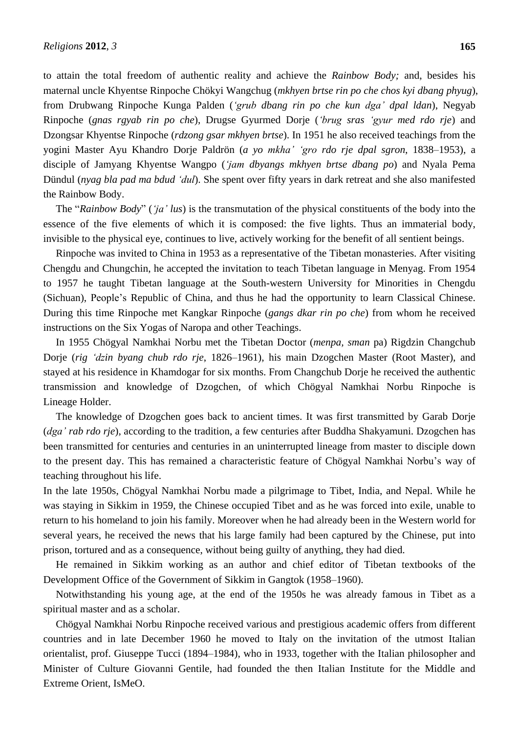to attain the total freedom of authentic reality and achieve the *Rainbow Body;* and, besides his maternal uncle Khyentse Rinpoche Chökyi Wangchug (*mkhyen brtse rin po che chos kyi dbang phyug*), from Drubwang Rinpoche Kunga Palden (*'grub dbang rin po che kun dga' dpal ldan*), Negyab Rinpoche (*gnas rgyab rin po che*), Drugse Gyurmed Dorje (*'brug sras 'gyur med rdo rje*) and Dzongsar Khyentse Rinpoche (*rdzong gsar mkhyen brtse*). In 1951 he also received teachings from the yogini Master Ayu Khandro Dorje Paldrön (*a yo mkha' 'gro rdo rje dpal sgron*, 1838–1953), a disciple of Jamyang Khyentse Wangpo (*'jam dbyangs mkhyen brtse dbang po*) and Nyala Pema Dündul (*nyag bla pad ma bdud 'dul*). She spent over fifty years in dark retreat and she also manifested the Rainbow Body.

The "*Rainbow Body*" (*'ja' lus*) is the transmutation of the physical constituents of the body into the essence of the five elements of which it is composed: the five lights. Thus an immaterial body, invisible to the physical eye, continues to live, actively working for the benefit of all sentient beings.

Rinpoche was invited to China in 1953 as a representative of the Tibetan monasteries. After visiting Chengdu and Chungchin, he accepted the invitation to teach Tibetan language in Menyag. From 1954 to 1957 he taught Tibetan language at the South-western University for Minorities in Chengdu (Sichuan), People's Republic of China, and thus he had the opportunity to learn Classical Chinese. During this time Rinpoche met Kangkar Rinpoche (*gangs dkar rin po che*) from whom he received instructions on the Six Yogas of Naropa and other Teachings.

In 1955 Chögyal Namkhai Norbu met the Tibetan Doctor (*menpa*, *sman* pa) Rigdzin Changchub Dorje (*rig 'dzin byang chub rdo rje*, 1826–1961), his main Dzogchen Master (Root Master), and stayed at his residence in Khamdogar for six months. From Changchub Dorje he received the authentic transmission and knowledge of Dzogchen, of which Chögyal Namkhai Norbu Rinpoche is Lineage Holder.

The knowledge of Dzogchen goes back to ancient times. It was first transmitted by Garab Dorje (*dga' rab rdo rje*), according to the tradition, a few centuries after Buddha Shakyamuni. Dzogchen has been transmitted for centuries and centuries in an uninterrupted lineage from master to disciple down to the present day. This has remained a characteristic feature of Chögyal Namkhai Norbu's way of teaching throughout his life.

In the late 1950s, Chögyal Namkhai Norbu made a pilgrimage to Tibet, India, and Nepal. While he was staying in Sikkim in 1959, the Chinese occupied Tibet and as he was forced into exile, unable to return to his homeland to join his family. Moreover when he had already been in the Western world for several years, he received the news that his large family had been captured by the Chinese, put into prison, tortured and as a consequence, without being guilty of anything, they had died.

He remained in Sikkim working as an author and chief editor of Tibetan textbooks of the Development Office of the Government of Sikkim in Gangtok (1958–1960).

Notwithstanding his young age, at the end of the 1950s he was already famous in Tibet as a spiritual master and as a scholar.

Chögyal Namkhai Norbu Rinpoche received various and prestigious academic offers from different countries and in late December 1960 he moved to Italy on the invitation of the utmost Italian orientalist, prof. Giuseppe Tucci (1894–1984), who in 1933, together with the Italian philosopher and Minister of Culture Giovanni Gentile, had founded the then Italian Institute for the Middle and Extreme Orient, IsMeO.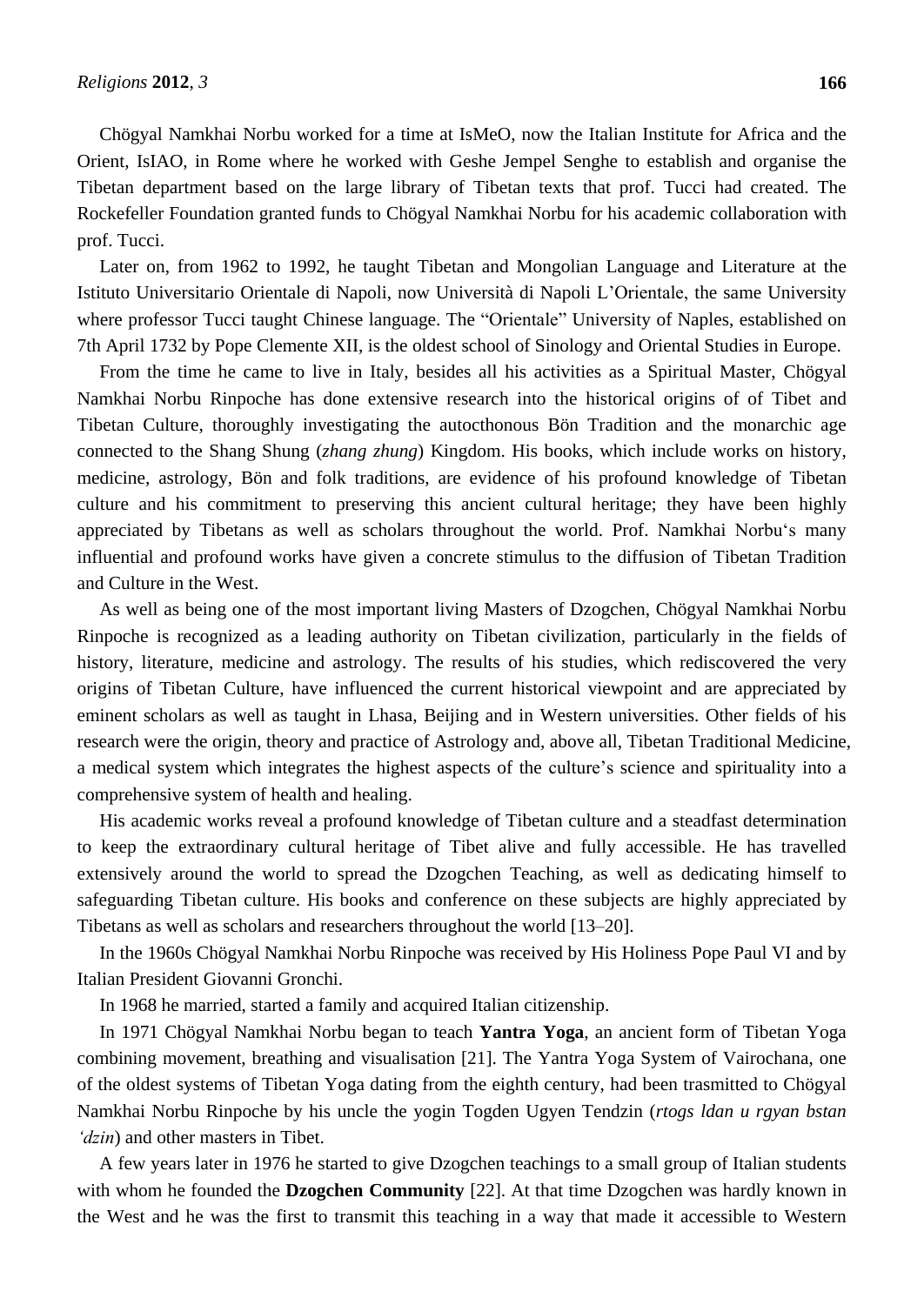Chögyal Namkhai Norbu worked for a time at IsMeO, now the Italian Institute for Africa and the Orient, IsIAO, in Rome where he worked with Geshe Jempel Senghe to establish and organise the Tibetan department based on the large library of Tibetan texts that prof. Tucci had created. The Rockefeller Foundation granted funds to Chögyal Namkhai Norbu for his academic collaboration with prof. Tucci.

Later on, from 1962 to 1992, he taught Tibetan and Mongolian Language and Literature at the Istituto Universitario Orientale di Napoli, now Università di Napoli L'Orientale, the same University where professor Tucci taught Chinese language. The "Orientale" University of Naples, established on 7th April 1732 by Pope Clemente XII, is the oldest school of Sinology and Oriental Studies in Europe.

From the time he came to live in Italy, besides all his activities as a Spiritual Master, Chögyal Namkhai Norbu Rinpoche has done extensive research into the historical origins of of Tibet and Tibetan Culture, thoroughly investigating the autocthonous Bön Tradition and the monarchic age connected to the Shang Shung (*zhang zhung*) Kingdom. His books, which include works on history, medicine, astrology, Bön and folk traditions, are evidence of his profound knowledge of Tibetan culture and his commitment to preserving this ancient cultural heritage; they have been highly appreciated by Tibetans as well as scholars throughout the world. Prof. Namkhai Norbu's many influential and profound works have given a concrete stimulus to the diffusion of Tibetan Tradition and Culture in the West.

As well as being one of the most important living Masters of Dzogchen, Chögyal Namkhai Norbu Rinpoche is recognized as a leading authority on Tibetan civilization, particularly in the fields of history, literature, medicine and astrology. The results of his studies, which rediscovered the very origins of Tibetan Culture, have influenced the current historical viewpoint and are appreciated by eminent scholars as well as taught in Lhasa, Beijing and in Western universities. Other fields of his research were the origin, theory and practice of Astrology and, above all, Tibetan Traditional Medicine, a medical system which integrates the highest aspects of the culture's science and spirituality into a comprehensive system of health and healing.

His academic works reveal a profound knowledge of Tibetan culture and a steadfast determination to keep the extraordinary cultural heritage of Tibet alive and fully accessible. He has travelled extensively around the world to spread the Dzogchen Teaching, as well as dedicating himself to safeguarding Tibetan culture. His books and conference on these subjects are highly appreciated by Tibetans as well as scholars and researchers throughout the world [13–20].

In the 1960s Chögyal Namkhai Norbu Rinpoche was received by His Holiness Pope Paul VI and by Italian President Giovanni Gronchi.

In 1968 he married, started a family and acquired Italian citizenship.

In 1971 Chögyal Namkhai Norbu began to teach **Yantra Yoga**, an ancient form of Tibetan Yoga combining movement, breathing and visualisation [21]. The Yantra Yoga System of Vairochana, one of the oldest systems of Tibetan Yoga dating from the eighth century, had been trasmitted to Chögyal Namkhai Norbu Rinpoche by his uncle the yogin Togden Ugyen Tendzin (*rtogs ldan u rgyan bstan 'dzin*) and other masters in Tibet.

A few years later in 1976 he started to give Dzogchen teachings to a small group of Italian students with whom he founded the **Dzogchen Community** [22]. At that time Dzogchen was hardly known in the West and he was the first to transmit this teaching in a way that made it accessible to Western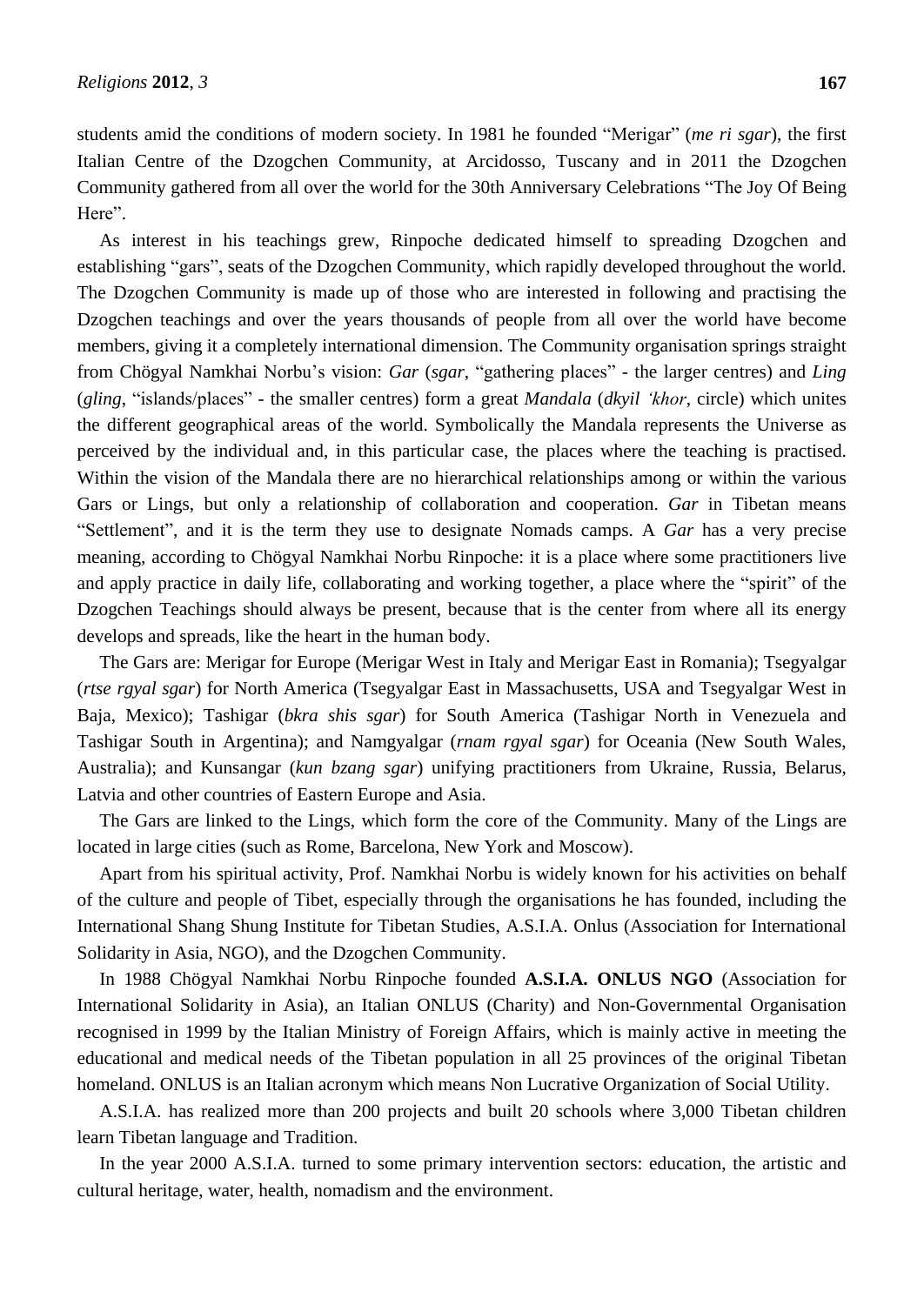students amid the conditions of modern society. In 1981 he founded "Merigar" (*me ri sgar*), the first Italian Centre of the Dzogchen Community, at Arcidosso, Tuscany and in 2011 the Dzogchen Community gathered from all over the world for the 30th Anniversary Celebrations "The Joy Of Being Here".

As interest in his teachings grew, Rinpoche dedicated himself to spreading Dzogchen and establishing "gars", seats of the Dzogchen Community, which rapidly developed throughout the world. The Dzogchen Community is made up of those who are interested in following and practising the Dzogchen teachings and over the years thousands of people from all over the world have become members, giving it a completely international dimension. The Community organisation springs straight from Chögyal Namkhai Norbu's vision: *Gar* (*sgar*, "gathering places" - the larger centres) and *Ling* (*gling*, "islands/places" - the smaller centres) form a great *Mandala* (*dkyil 'khor*, circle) which unites the different geographical areas of the world. Symbolically the Mandala represents the Universe as perceived by the individual and, in this particular case, the places where the teaching is practised. Within the vision of the Mandala there are no hierarchical relationships among or within the various Gars or Lings, but only a relationship of collaboration and cooperation. *Gar* in Tibetan means "Settlement", and it is the term they use to designate Nomads camps. A *Gar* has a very precise meaning, according to Chögyal Namkhai Norbu Rinpoche: it is a place where some practitioners live and apply practice in daily life, collaborating and working together, a place where the "spirit" of the Dzogchen Teachings should always be present, because that is the center from where all its energy develops and spreads, like the heart in the human body.

The Gars are: Merigar for Europe (Merigar West in Italy and Merigar East in Romania); Tsegyalgar (*rtse rgyal sgar*) for North America (Tsegyalgar East in Massachusetts, USA and Tsegyalgar West in Baja, Mexico); Tashigar (*bkra shis sgar*) for South America (Tashigar North in Venezuela and Tashigar South in Argentina); and Namgyalgar (*rnam rgyal sgar*) for Oceania (New South Wales, Australia); and Kunsangar (*kun bzang sgar*) unifying practitioners from Ukraine, Russia, Belarus, Latvia and other countries of Eastern Europe and Asia.

The Gars are linked to the Lings, which form the core of the Community. Many of the Lings are located in large cities (such as Rome, Barcelona, New York and Moscow).

Apart from his spiritual activity, Prof. Namkhai Norbu is widely known for his activities on behalf of the culture and people of Tibet, especially through the organisations he has founded, including the International Shang Shung Institute for Tibetan Studies, A.S.I.A. Onlus (Association for International Solidarity in Asia, NGO), and the Dzogchen Community.

In 1988 Chögyal Namkhai Norbu Rinpoche founded **A.S.I.A. ONLUS NGO** (Association for International Solidarity in Asia), an Italian ONLUS (Charity) and Non-Governmental Organisation recognised in 1999 by the Italian Ministry of Foreign Affairs, which is mainly active in meeting the educational and medical needs of the Tibetan population in all 25 provinces of the original Tibetan homeland. ONLUS is an Italian acronym which means Non Lucrative Organization of Social Utility.

A.S.I.A. has realized more than 200 projects and built 20 schools where 3,000 Tibetan children learn Tibetan language and Tradition.

In the year 2000 A.S.I.A. turned to some primary intervention sectors: education, the artistic and cultural heritage, water, health, nomadism and the environment.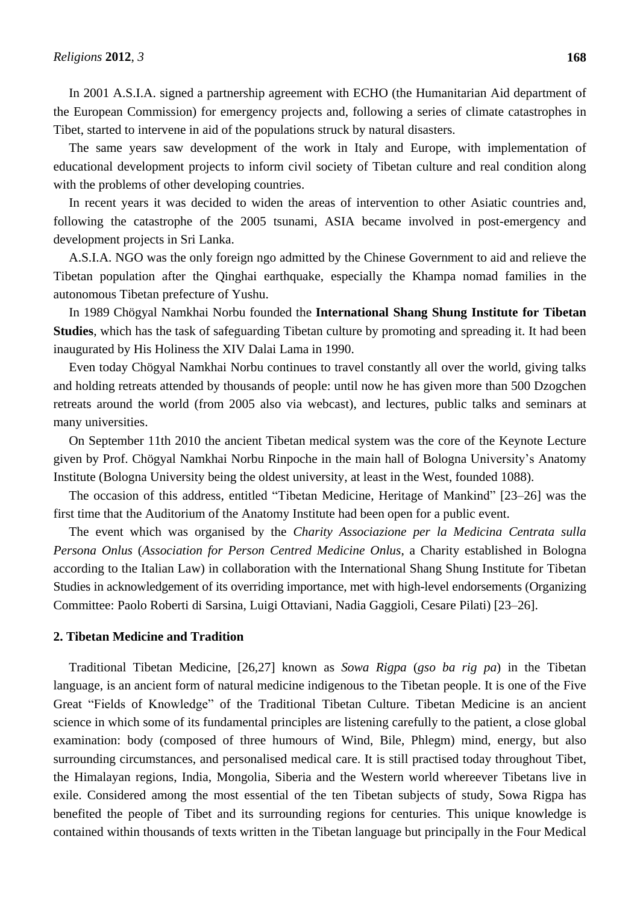In 2001 A.S.I.A. signed a partnership agreement with ECHO (the Humanitarian Aid department of the European Commission) for emergency projects and, following a series of climate catastrophes in Tibet, started to intervene in aid of the populations struck by natural disasters.

The same years saw development of the work in Italy and Europe, with implementation of educational development projects to inform civil society of Tibetan culture and real condition along with the problems of other developing countries.

In recent years it was decided to widen the areas of intervention to other Asiatic countries and, following the catastrophe of the 2005 tsunami, ASIA became involved in post-emergency and development projects in Sri Lanka.

A.S.I.A. NGO was the only foreign ngo admitted by the Chinese Government to aid and relieve the Tibetan population after the Qinghai earthquake, especially the Khampa nomad families in the autonomous Tibetan prefecture of Yushu.

In 1989 Chögyal Namkhai Norbu founded the **International Shang Shung Institute for Tibetan Studies**, which has the task of safeguarding Tibetan culture by promoting and spreading it. It had been inaugurated by His Holiness the XIV Dalai Lama in 1990.

Even today Chögyal Namkhai Norbu continues to travel constantly all over the world, giving talks and holding retreats attended by thousands of people: until now he has given more than 500 Dzogchen retreats around the world (from 2005 also via webcast), and lectures, public talks and seminars at many universities.

On September 11th 2010 the ancient Tibetan medical system was the core of the Keynote Lecture given by Prof. Chögyal Namkhai Norbu Rinpoche in the main hall of Bologna University's Anatomy Institute (Bologna University being the oldest university, at least in the West, founded 1088).

The occasion of this address, entitled "Tibetan Medicine, Heritage of Mankind" [23–26] was the first time that the Auditorium of the Anatomy Institute had been open for a public event.

The event which was organised by the *Charity Associazione per la Medicina Centrata sulla Persona Onlus* (*Association for Person Centred Medicine Onlus*, a Charity established in Bologna according to the Italian Law) in collaboration with the International Shang Shung Institute for Tibetan Studies in acknowledgement of its overriding importance, met with high-level endorsements (Organizing Committee: Paolo Roberti di Sarsina, Luigi Ottaviani, Nadia Gaggioli, Cesare Pilati) [23–26].

## 2. Tibetan Medicine and Tradition

Traditional Tibetan Medicine, [26,27] known as *Sowa Rigpa* (*gso ba rig pa*) in the Tibetan language, is an ancient form of natural medicine indigenous to the Tibetan people. It is one of the Five Great "Fields of Knowledge" of the Traditional Tibetan Culture. Tibetan Medicine is an ancient science in which some of its fundamental principles are listening carefully to the patient, a close global examination: body (composed of three humours of Wind, Bile, Phlegm) mind, energy, but also surrounding circumstances, and personalised medical care. It is still practised today throughout Tibet, the Himalayan regions, India, Mongolia, Siberia and the Western world whereever Tibetans live in exile. Considered among the most essential of the ten Tibetan subjects of study, Sowa Rigpa has benefited the people of Tibet and its surrounding regions for centuries. This unique knowledge is contained within thousands of texts written in the Tibetan language but principally in the Four Medical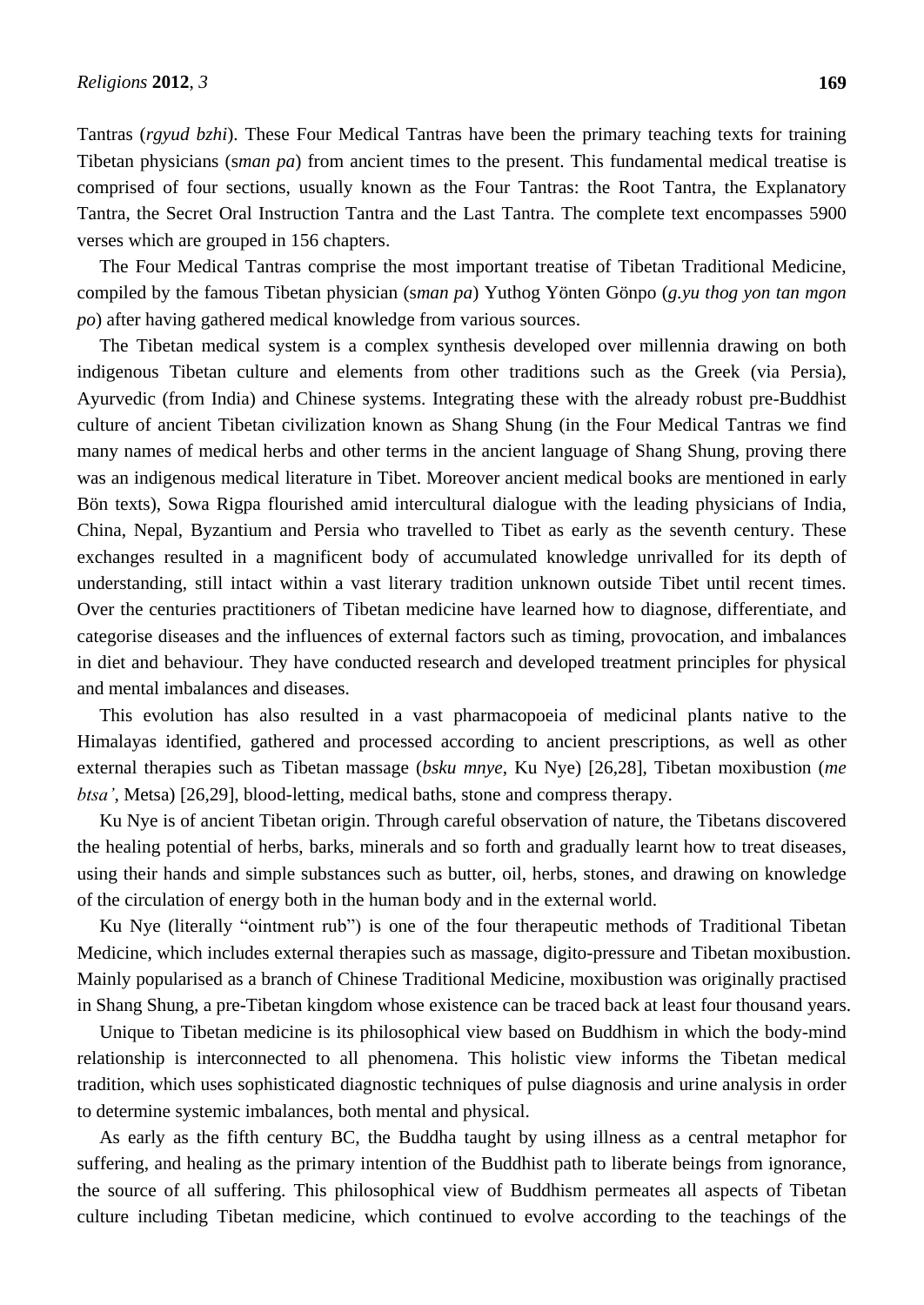Tantras (*rgyud bzhi*). These Four Medical Tantras have been the primary teaching texts for training Tibetan physicians (s*man pa*) from ancient times to the present. This fundamental medical treatise is comprised of four sections, usually known as the Four Tantras: the Root Tantra, the Explanatory Tantra, the Secret Oral Instruction Tantra and the Last Tantra. The complete text encompasses 5900 verses which are grouped in 156 chapters.

The Four Medical Tantras comprise the most important treatise of Tibetan Traditional Medicine, compiled by the famous Tibetan physician (s*man pa*) Yuthog Yönten Gönpo (*g.yu thog yon tan mgon po*) after having gathered medical knowledge from various sources.

The Tibetan medical system is a complex synthesis developed over millennia drawing on both indigenous Tibetan culture and elements from other traditions such as the Greek (via Persia), Ayurvedic (from India) and Chinese systems. Integrating these with the already robust pre-Buddhist culture of ancient Tibetan civilization known as Shang Shung (in the Four Medical Tantras we find many names of medical herbs and other terms in the ancient language of Shang Shung, proving there was an indigenous medical literature in Tibet. Moreover ancient medical books are mentioned in early Bön texts), Sowa Rigpa flourished amid intercultural dialogue with the leading physicians of India, China, Nepal, Byzantium and Persia who travelled to Tibet as early as the seventh century. These exchanges resulted in a magnificent body of accumulated knowledge unrivalled for its depth of understanding, still intact within a vast literary tradition unknown outside Tibet until recent times. Over the centuries practitioners of Tibetan medicine have learned how to diagnose, differentiate, and categorise diseases and the influences of external factors such as timing, provocation, and imbalances in diet and behaviour. They have conducted research and developed treatment principles for physical and mental imbalances and diseases.

This evolution has also resulted in a vast pharmacopoeia of medicinal plants native to the Himalayas identified, gathered and processed according to ancient prescriptions, as well as other external therapies such as Tibetan massage (*bsku mnye*, Ku Nye) [26,28], Tibetan moxibustion (*me btsa'*, Metsa) [26,29], blood-letting, medical baths, stone and compress therapy.

Ku Nye is of ancient Tibetan origin. Through careful observation of nature, the Tibetans discovered the healing potential of herbs, barks, minerals and so forth and gradually learnt how to treat diseases, using their hands and simple substances such as butter, oil, herbs, stones, and drawing on knowledge of the circulation of energy both in the human body and in the external world.

Ku Nye (literally "ointment rub") is one of the four therapeutic methods of Traditional Tibetan Medicine, which includes external therapies such as massage, digito-pressure and Tibetan moxibustion. Mainly popularised as a branch of Chinese Traditional Medicine, moxibustion was originally practised in Shang Shung, a pre-Tibetan kingdom whose existence can be traced back at least four thousand years.

Unique to Tibetan medicine is its philosophical view based on Buddhism in which the body-mind relationship is interconnected to all phenomena. This holistic view informs the Tibetan medical tradition, which uses sophisticated diagnostic techniques of pulse diagnosis and urine analysis in order to determine systemic imbalances, both mental and physical.

As early as the fifth century BC, the Buddha taught by using illness as a central metaphor for suffering, and healing as the primary intention of the Buddhist path to liberate beings from ignorance, the source of all suffering. This philosophical view of Buddhism permeates all aspects of Tibetan culture including Tibetan medicine, which continued to evolve according to the teachings of the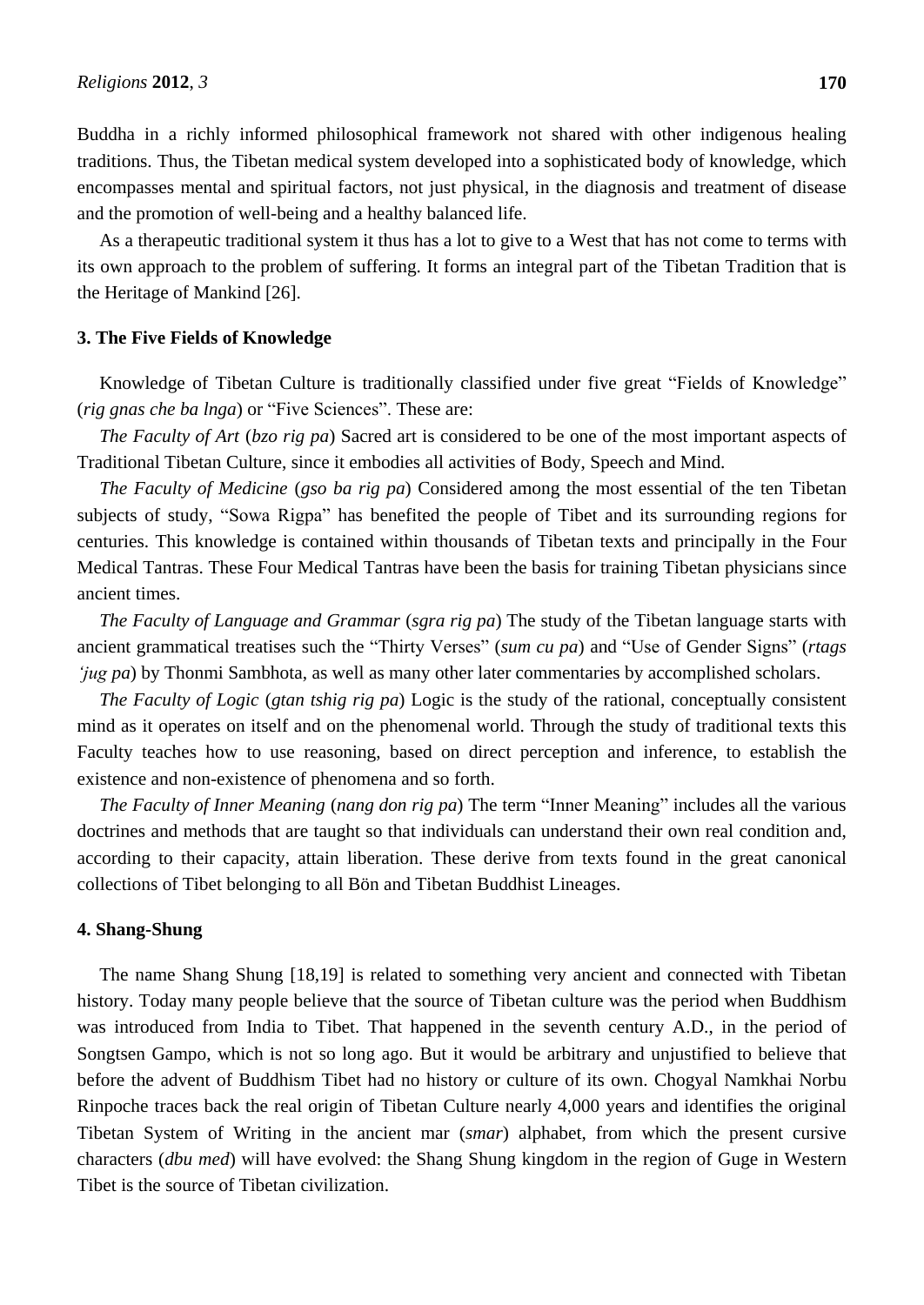Buddha in a richly informed philosophical framework not shared with other indigenous healing traditions. Thus, the Tibetan medical system developed into a sophisticated body of knowledge, which encompasses mental and spiritual factors, not just physical, in the diagnosis and treatment of disease and the promotion of well-being and a healthy balanced life.

As a therapeutic traditional system it thus has a lot to give to a West that has not come to terms with its own approach to the problem of suffering. It forms an integral part of the Tibetan Tradition that is the Heritage of Mankind [26].

## 3. The Five Fields of Knowledge

Knowledge of Tibetan Culture is traditionally classified under five great "Fields of Knowledge" (*rig gnas che ba lnga*) or "Five Sciences". These are:

*The Faculty of Art* (*bzo rig pa*) Sacred art is considered to be one of the most important aspects of Traditional Tibetan Culture, since it embodies all activities of Body, Speech and Mind.

*The Faculty of Medicine* (*gso ba rig pa*) Considered among the most essential of the ten Tibetan subjects of study, "Sowa Rigpa" has benefited the people of Tibet and its surrounding regions for centuries. This knowledge is contained within thousands of Tibetan texts and principally in the Four Medical Tantras. These Four Medical Tantras have been the basis for training Tibetan physicians since ancient times.

*The Faculty of Language and Grammar* (*sgra rig pa*) The study of the Tibetan language starts with ancient grammatical treatises such the "Thirty Verses" (*sum cu pa*) and "Use of Gender Signs" (*rtags 'jug pa*) by Thonmi Sambhota, as well as many other later commentaries by accomplished scholars.

*The Faculty of Logic* (*gtan tshig rig pa*) Logic is the study of the rational, conceptually consistent mind as it operates on itself and on the phenomenal world. Through the study of traditional texts this Faculty teaches how to use reasoning, based on direct perception and inference, to establish the existence and non-existence of phenomena and so forth.

*The Faculty of Inner Meaning* (*nang don rig pa*) The term "Inner Meaning" includes all the various doctrines and methods that are taught so that individuals can understand their own real condition and, according to their capacity, attain liberation. These derive from texts found in the great canonical collections of Tibet belonging to all Bön and Tibetan Buddhist Lineages.

## 4. Shang-Shung

The name Shang Shung [18,19] is related to something very ancient and connected with Tibetan history. Today many people believe that the source of Tibetan culture was the period when Buddhism was introduced from India to Tibet. That happened in the seventh century A.D., in the period of Songtsen Gampo, which is not so long ago. But it would be arbitrary and unjustified to believe that before the advent of Buddhism Tibet had no history or culture of its own. Chogyal Namkhai Norbu Rinpoche traces back the real origin of Tibetan Culture nearly 4,000 years and identifies the original Tibetan System of Writing in the ancient mar (*smar*) alphabet, from which the present cursive characters (*dbu med*) will have evolved: the Shang Shung kingdom in the region of Guge in Western Tibet is the source of Tibetan civilization.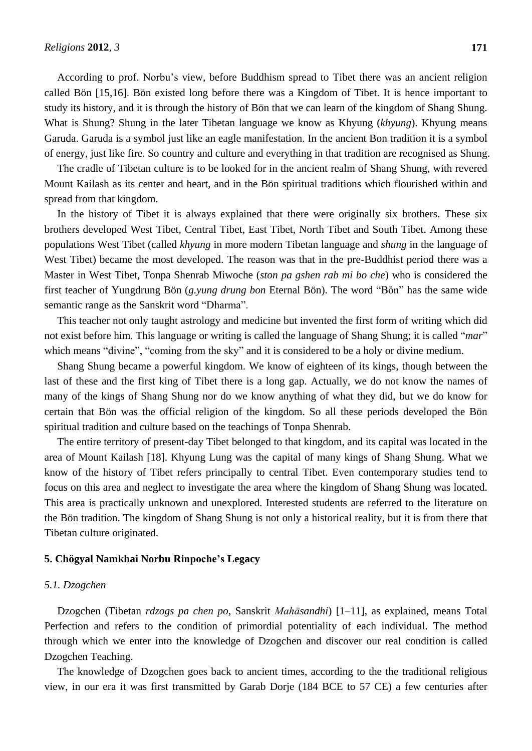According to prof. Norbu's view, before Buddhism spread to Tibet there was an ancient religion called Bön [15,16]. Bön existed long before there was a Kingdom of Tibet. It is hence important to study its history, and it is through the history of Bön that we can learn of the kingdom of Shang Shung. What is Shung? Shung in the later Tibetan language we know as Khyung (*khyung*). Khyung means Garuda. Garuda is a symbol just like an eagle manifestation. In the ancient Bon tradition it is a symbol of energy, just like fire. So country and culture and everything in that tradition are recognised as Shung.

The cradle of Tibetan culture is to be looked for in the ancient realm of Shang Shung, with revered Mount Kailash as its center and heart, and in the Bön spiritual traditions which flourished within and spread from that kingdom.

In the history of Tibet it is always explained that there were originally six brothers. These six brothers developed West Tibet, Central Tibet, East Tibet, North Tibet and South Tibet. Among these populations West Tibet (called *khyung* in more modern Tibetan language and *shung* in the language of West Tibet) became the most developed. The reason was that in the pre-Buddhist period there was a Master in West Tibet, Tonpa Shenrab Miwoche (*ston pa gshen rab mi bo che*) who is considered the first teacher of Yungdrung Bön (*g.yung drung bon* Eternal Bön). The word "Bön" has the same wide semantic range as the Sanskrit word "Dharma".

This teacher not only taught astrology and medicine but invented the first form of writing which did not exist before him. This language or writing is called the language of Shang Shung; it is called "*mar*" which means "divine", "coming from the sky" and it is considered to be a holy or divine medium.

Shang Shung became a powerful kingdom. We know of eighteen of its kings, though between the last of these and the first king of Tibet there is a long gap. Actually, we do not know the names of many of the kings of Shang Shung nor do we know anything of what they did, but we do know for certain that Bön was the official religion of the kingdom. So all these periods developed the Bön spiritual tradition and culture based on the teachings of Tonpa Shenrab.

The entire territory of present-day Tibet belonged to that kingdom, and its capital was located in the area of Mount Kailash [18]. Khyung Lung was the capital of many kings of Shang Shung. What we know of the history of Tibet refers principally to central Tibet. Even contemporary studies tend to focus on this area and neglect to investigate the area where the kingdom of Shang Shung was located. This area is practically unknown and unexplored. Interested students are referred to the literature on the Bön tradition. The kingdom of Shang Shung is not only a historical reality, but it is from there that Tibetan culture originated.

## 5. Chögyal Namkhai Norbu Rinpoche's Legacy

### 5.1. Dzogchen

Dzogchen (Tibetan *rdzogs pa chen po*, Sanskrit *Mahāsandhi*) [1–11], as explained, means Total Perfection and refers to the condition of primordial potentiality of each individual. The method through which we enter into the knowledge of Dzogchen and discover our real condition is called Dzogchen Teaching.

The knowledge of Dzogchen goes back to ancient times, according to the the traditional religious view, in our era it was first transmitted by Garab Dorje (184 BCE to 57 CE) a few centuries after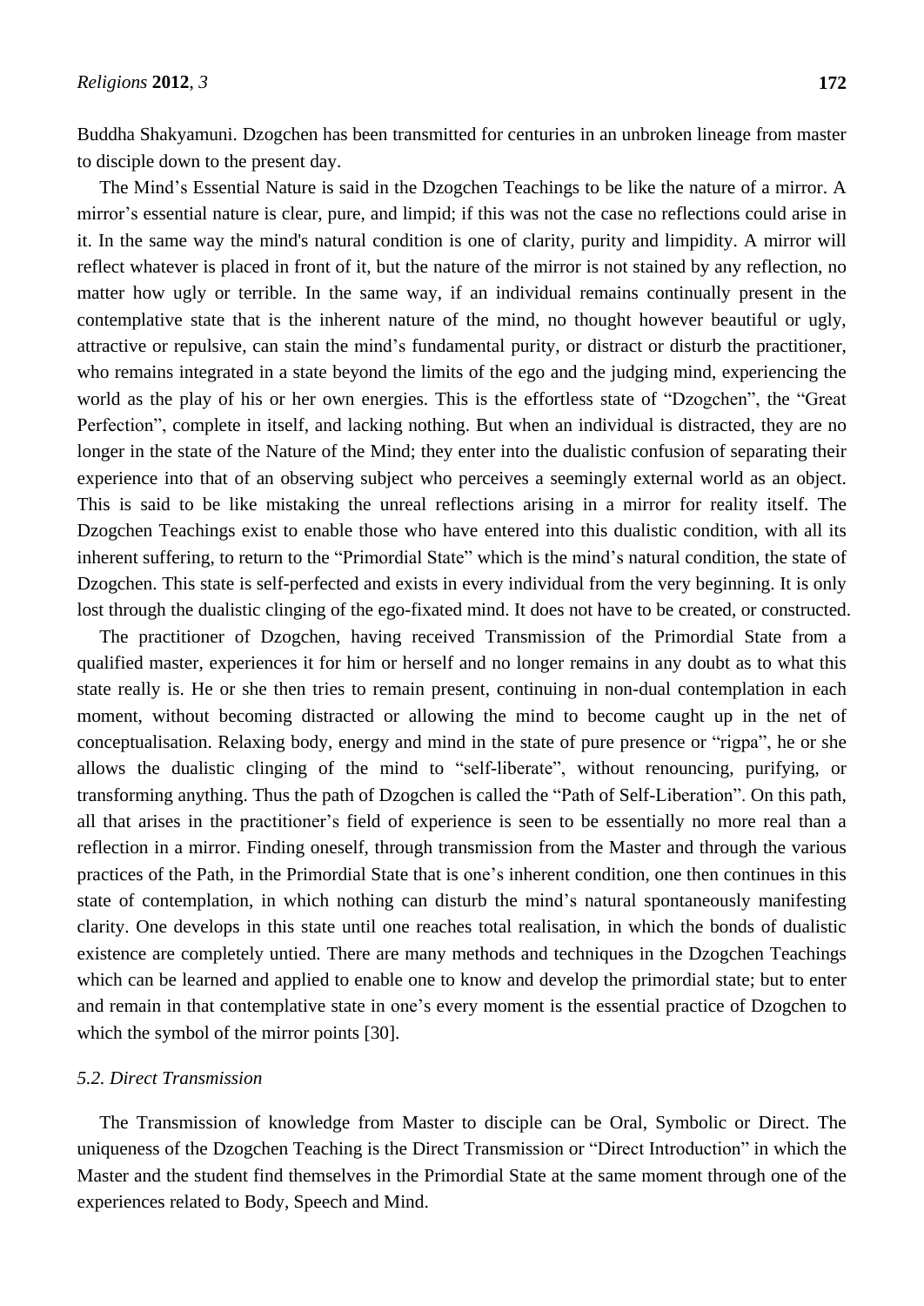Buddha Shakyamuni. Dzogchen has been transmitted for centuries in an unbroken lineage from master to disciple down to the present day.

The Mind's Essential Nature is said in the Dzogchen Teachings to be like the nature of a mirror. A mirror's essential nature is clear, pure, and limpid; if this was not the case no reflections could arise in it. In the same way the mind's natural condition is one of clarity, purity and limpidity. A mirror will reflect whatever is placed in front of it, but the nature of the mirror is not stained by any reflection, no matter how ugly or terrible. In the same way, if an individual remains continually present in the contemplative state that is the inherent nature of the mind, no thought however beautiful or ugly, attractive or repulsive, can stain the mind's fundamental purity, or distract or disturb the practitioner, who remains integrated in a state beyond the limits of the ego and the judging mind, experiencing the world as the play of his or her own energies. This is the effortless state of "Dzogchen", the "Great Perfection", complete in itself, and lacking nothing. But when an individual is distracted, they are no longer in the state of the Nature of the Mind; they enter into the dualistic confusion of separating their experience into that of an observing subject who perceives a seemingly external world as an object. This is said to be like mistaking the unreal reflections arising in a mirror for reality itself. The Dzogchen Teachings exist to enable those who have entered into this dualistic condition, with all its inherent suffering, to return to the "Primordial State" which is the mind's natural condition, the state of Dzogchen. This state is self-perfected and exists in every individual from the very beginning. It is only lost through the dualistic clinging of the ego-fixated mind. It does not have to be created, or constructed.

The practitioner of Dzogchen, having received Transmission of the Primordial State from a qualified master, experiences it for him or herself and no longer remains in any doubt as to what this state really is. He or she then tries to remain present, continuing in non-dual contemplation in each moment, without becoming distracted or allowing the mind to become caught up in the net of conceptualisation. Relaxing body, energy and mind in the state of pure presence or "rigpa", he or she allows the dualistic clinging of the mind to "self-liberate", without renouncing, purifying, or transforming anything. Thus the path of Dzogchen is called the "Path of Self-Liberation". On this path, all that arises in the practitioner's field of experience is seen to be essentially no more real than a reflection in a mirror. Finding oneself, through transmission from the Master and through the various practices of the Path, in the Primordial State that is one's inherent condition, one then continues in this state of contemplation, in which nothing can disturb the mind's natural spontaneously manifesting clarity. One develops in this state until one reaches total realisation, in which the bonds of dualistic existence are completely untied. There are many methods and techniques in the Dzogchen Teachings which can be learned and applied to enable one to know and develop the primordial state; but to enter and remain in that contemplative state in one's every moment is the essential practice of Dzogchen to which the symbol of the mirror points [30].

### *5.2. Direct Transmission*

The Transmission of knowledge from Master to disciple can be Oral, Symbolic or Direct. The uniqueness of the Dzogchen Teaching is the Direct Transmission or "Direct Introduction" in which the Master and the student find themselves in the Primordial State at the same moment through one of the experiences related to Body, Speech and Mind.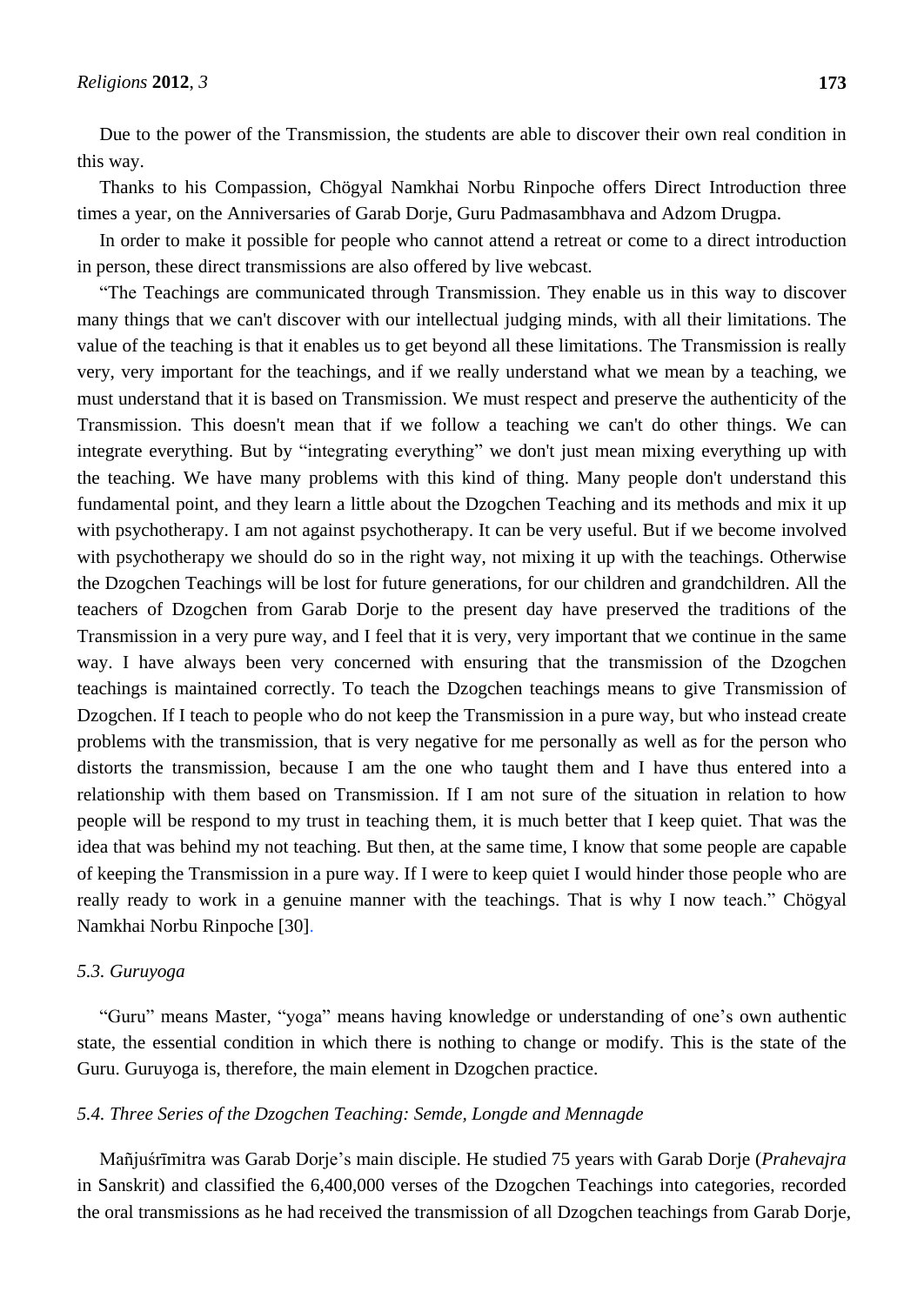Due to the power of the Transmission, the students are able to discover their own real condition in this way.

Thanks to his Compassion, Chögyal Namkhai Norbu Rinpoche offers Direct Introduction three times a year, on the Anniversaries of Garab Dorje, Guru Padmasambhava and Adzom Drugpa.

In order to make it possible for people who cannot attend a retreat or come to a direct introduction in person, these direct transmissions are also offered by live webcast.

"The Teachings are communicated through Transmission. They enable us in this way to discover many things that we can't discover with our intellectual judging minds, with all their limitations. The value of the teaching is that it enables us to get beyond all these limitations. The Transmission is really very, very important for the teachings, and if we really understand what we mean by a teaching, we must understand that it is based on Transmission. We must respect and preserve the authenticity of the Transmission. This doesn't mean that if we follow a teaching we can't do other things. We can integrate everything. But by "integrating everything" we don't just mean mixing everything up with the teaching. We have many problems with this kind of thing. Many people don't understand this fundamental point, and they learn a little about the Dzogchen Teaching and its methods and mix it up with psychotherapy. I am not against psychotherapy. It can be very useful. But if we become involved with psychotherapy we should do so in the right way, not mixing it up with the teachings. Otherwise the Dzogchen Teachings will be lost for future generations, for our children and grandchildren. All the teachers of Dzogchen from Garab Dorje to the present day have preserved the traditions of the Transmission in a very pure way, and I feel that it is very, very important that we continue in the same way. I have always been very concerned with ensuring that the transmission of the Dzogchen teachings is maintained correctly. To teach the Dzogchen teachings means to give Transmission of Dzogchen. If I teach to people who do not keep the Transmission in a pure way, but who instead create problems with the transmission, that is very negative for me personally as well as for the person who distorts the transmission, because I am the one who taught them and I have thus entered into a relationship with them based on Transmission. If I am not sure of the situation in relation to how people will be respond to my trust in teaching them, it is much better that I keep quiet. That was the idea that was behind my not teaching. But then, at the same time, I know that some people are capable of keeping the Transmission in a pure way. If I were to keep quiet I would hinder those people who are really ready to work in a genuine manner with the teachings. That is why I now teach." Chögyal Namkhai Norbu Rinpoche [30].

### *5.3. Guruyoga*

"Guru" means Master, "yoga" means having knowledge or understanding of one's own authentic state, the essential condition in which there is nothing to change or modify. This is the state of the Guru. Guruyoga is, therefore, the main element in Dzogchen practice.

### *5.4. Three Series of the Dzogchen Teaching: Semde, Longde and Mennagde*

Mañjuśrīmitra was Garab Dorje's main disciple. He studied 75 years with Garab Dorje (*Prahevajra* in Sanskrit) and classified the 6,400,000 verses of the Dzogchen Teachings into categories, recorded the oral transmissions as he had received the transmission of all Dzogchen teachings from Garab Dorje,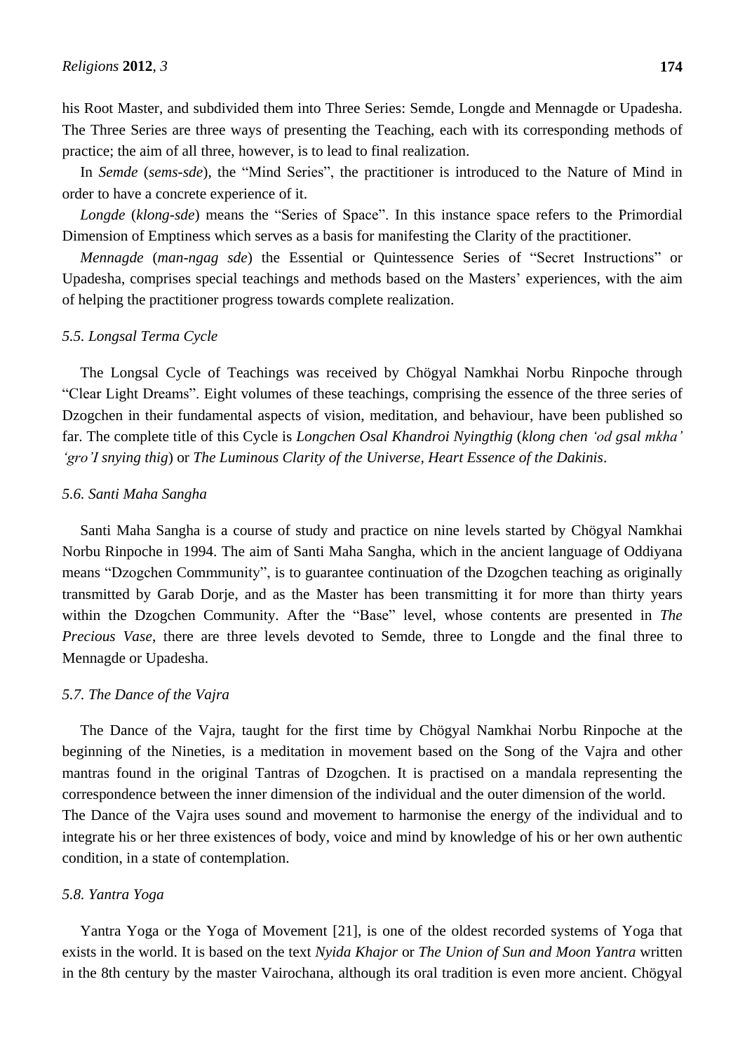his Root Master, and subdivided them into Three Series: Semde, Longde and Mennagde or Upadesha. The Three Series are three ways of presenting the Teaching, each with its corresponding methods of practice; the aim of all three, however, is to lead to final realization.

In *Semde* (*sems-sde*), the "Mind Series", the practitioner is introduced to the Nature of Mind in order to have a concrete experience of it.

*Longde* (*klong-sde*) means the "Series of Space". In this instance space refers to the Primordial Dimension of Emptiness which serves as a basis for manifesting the Clarity of the practitioner.

*Mennagde* (*man-ngag sde*) the Essential or Quintessence Series of "Secret Instructions" or Upadesha, comprises special teachings and methods based on the Masters' experiences, with the aim of helping the practitioner progress towards complete realization.

### *5.5. Longsal Terma Cycle*

The Longsal Cycle of Teachings was received by Chögyal Namkhai Norbu Rinpoche through "Clear Light Dreams". Eight volumes of these teachings, comprising the essence of the three series of Dzogchen in their fundamental aspects of vision, meditation, and behaviour, have been published so far. The complete title of this Cycle is *Longchen Osal Khandroi Nyingthig* (*klong chen 'od gsal mkha' 'gro'I snying thig*) or *The Luminous Clarity of the Universe, Heart Essence of the Dakinis*.

### *5.6. Santi Maha Sangha*

Santi Maha Sangha is a course of study and practice on nine levels started by Chögyal Namkhai Norbu Rinpoche in 1994. The aim of Santi Maha Sangha, which in the ancient language of Oddiyana means "Dzogchen Commmunity", is to guarantee continuation of the Dzogchen teaching as originally transmitted by Garab Dorje, and as the Master has been transmitting it for more than thirty years within the Dzogchen Community. After the "Base" level, whose contents are presented in *The Precious Vase*, there are three levels devoted to Semde, three to Longde and the final three to Mennagde or Upadesha.

### *5.7. The Dance of the Vajra*

The Dance of the Vajra, taught for the first time by Chögyal Namkhai Norbu Rinpoche at the beginning of the Nineties, is a meditation in movement based on the Song of the Vajra and other mantras found in the original Tantras of Dzogchen. It is practised on a mandala representing the correspondence between the inner dimension of the individual and the outer dimension of the world.
The Dance of the Vajra uses sound and movement to harmonise the energy of the individual and to integrate his or her three existences of body, voice and mind by knowledge of his or her own authentic condition, in a state of contemplation.

### *5.8. Yantra Yoga*

Yantra Yoga or the Yoga of Movement [21], is one of the oldest recorded systems of Yoga that exists in the world. It is based on the text *Nyida Khajor* or *The Union of Sun and Moon Yantra* written in the 8th century by the master Vairochana, although its oral tradition is even more ancient. Chögyal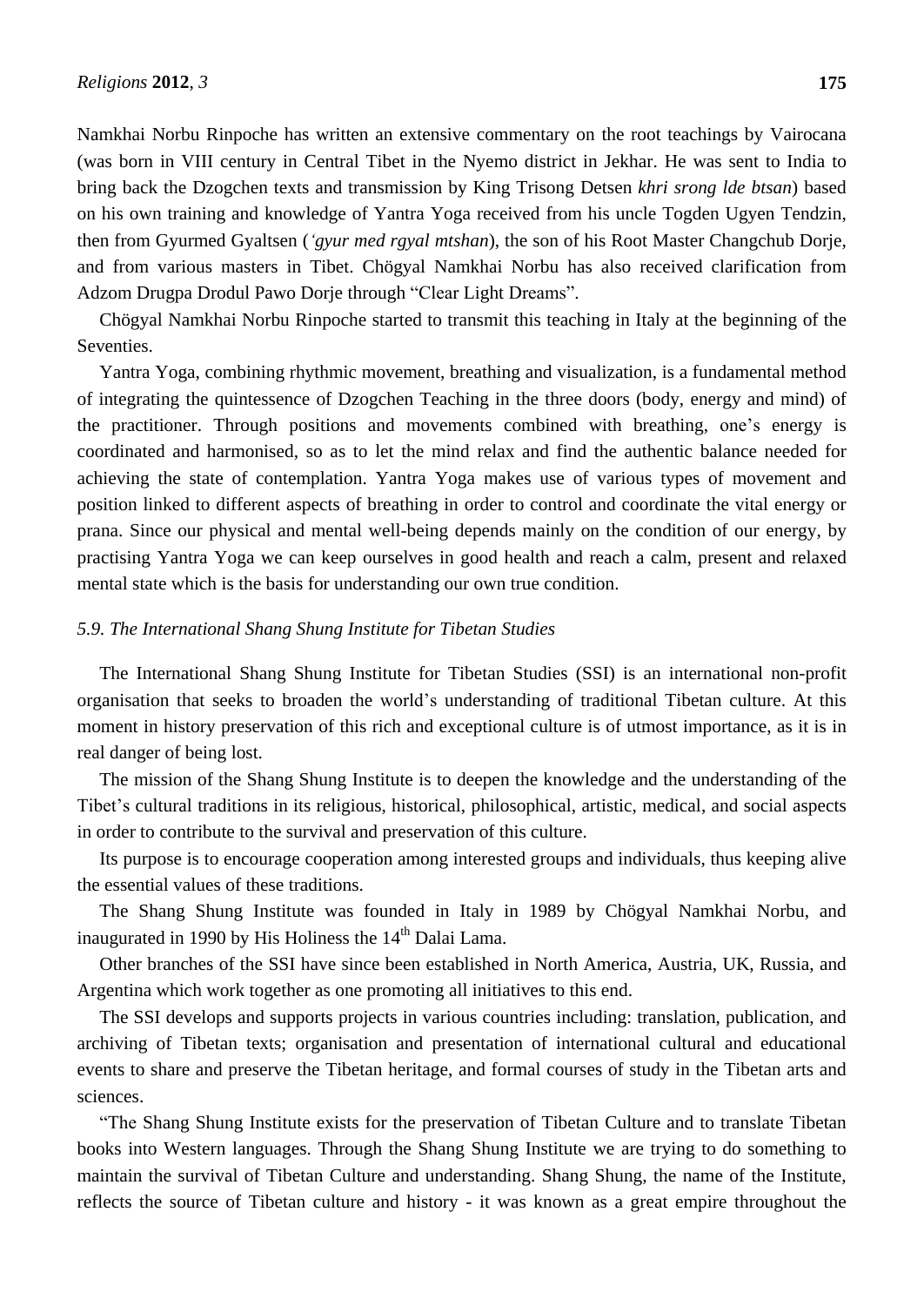Namkhai Norbu Rinpoche has written an extensive commentary on the root teachings by Vairocana (was born in VIII century in Central Tibet in the Nyemo district in Jekhar. He was sent to India to bring back the Dzogchen texts and transmission by King Trisong Detsen *khri srong lde btsan*) based on his own training and knowledge of Yantra Yoga received from his uncle Togden Ugyen Tendzin, then from Gyurmed Gyaltsen (*'gyur med rgyal mtshan*), the son of his Root Master Changchub Dorje, and from various masters in Tibet. Chögyal Namkhai Norbu has also received clarification from Adzom Drugpa Drodul Pawo Dorje through "Clear Light Dreams".

Chögyal Namkhai Norbu Rinpoche started to transmit this teaching in Italy at the beginning of the Seventies.

Yantra Yoga, combining rhythmic movement, breathing and visualization, is a fundamental method of integrating the quintessence of Dzogchen Teaching in the three doors (body, energy and mind) of the practitioner. Through positions and movements combined with breathing, one's energy is coordinated and harmonised, so as to let the mind relax and find the authentic balance needed for achieving the state of contemplation. Yantra Yoga makes use of various types of movement and position linked to different aspects of breathing in order to control and coordinate the vital energy or prana. Since our physical and mental well-being depends mainly on the condition of our energy, by practising Yantra Yoga we can keep ourselves in good health and reach a calm, present and relaxed mental state which is the basis for understanding our own true condition.

### *5.9. The International Shang Shung Institute for Tibetan Studies*

The International Shang Shung Institute for Tibetan Studies (SSI) is an international non-profit organisation that seeks to broaden the world's understanding of traditional Tibetan culture. At this moment in history preservation of this rich and exceptional culture is of utmost importance, as it is in real danger of being lost.

The mission of the Shang Shung Institute is to deepen the knowledge and the understanding of the Tibet's cultural traditions in its religious, historical, philosophical, artistic, medical, and social aspects in order to contribute to the survival and preservation of this culture.

Its purpose is to encourage cooperation among interested groups and individuals, thus keeping alive the essential values of these traditions.

The Shang Shung Institute was founded in Italy in 1989 by Chögyal Namkhai Norbu, and inaugurated in 1990 by His Holiness the 14th Dalai Lama.

Other branches of the SSI have since been established in North America, Austria, UK, Russia, and Argentina which work together as one promoting all initiatives to this end.

The SSI develops and supports projects in various countries including: translation, publication, and archiving of Tibetan texts; organisation and presentation of international cultural and educational events to share and preserve the Tibetan heritage, and formal courses of study in the Tibetan arts and sciences.

"The Shang Shung Institute exists for the preservation of Tibetan Culture and to translate Tibetan books into Western languages. Through the Shang Shung Institute we are trying to do something to maintain the survival of Tibetan Culture and understanding. Shang Shung, the name of the Institute, reflects the source of Tibetan culture and history - it was known as a great empire throughout the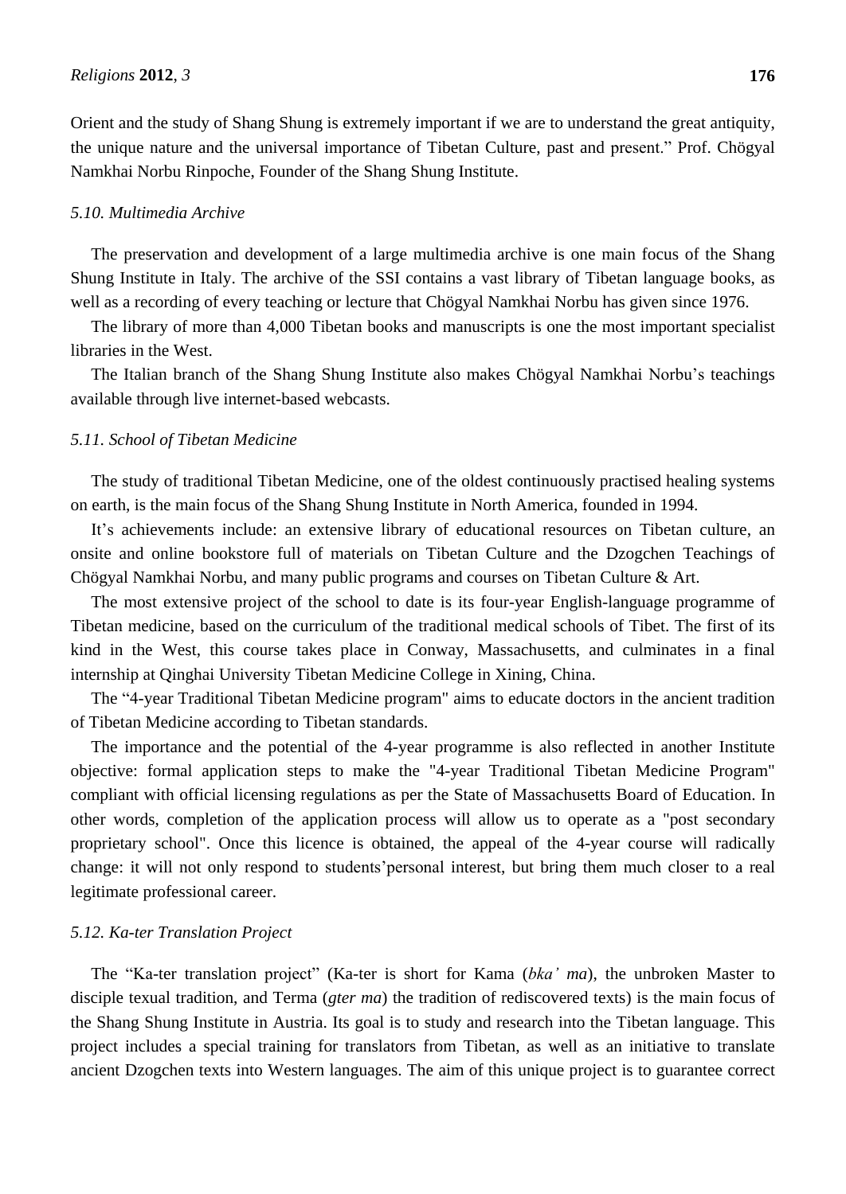Orient and the study of Shang Shung is extremely important if we are to understand the great antiquity, the unique nature and the universal importance of Tibetan Culture, past and present." Prof. Chögyal Namkhai Norbu Rinpoche, Founder of the Shang Shung Institute.

### *5.10. Multimedia Archive*

The preservation and development of a large multimedia archive is one main focus of the Shang Shung Institute in Italy. The archive of the SSI contains a vast library of Tibetan language books, as well as a recording of every teaching or lecture that Chögyal Namkhai Norbu has given since 1976.

The library of more than 4,000 Tibetan books and manuscripts is one the most important specialist libraries in the West.

The Italian branch of the Shang Shung Institute also makes Chögyal Namkhai Norbu's teachings available through live internet-based webcasts.

### *5.11. School of Tibetan Medicine*

The study of traditional Tibetan Medicine, one of the oldest continuously practised healing systems on earth, is the main focus of the Shang Shung Institute in North America, founded in 1994.

It's achievements include: an extensive library of educational resources on Tibetan culture, an onsite and online bookstore full of materials on Tibetan Culture and the Dzogchen Teachings of Chögyal Namkhai Norbu, and many public programs and courses on Tibetan Culture & Art.

The most extensive project of the school to date is its four-year English-language programme of Tibetan medicine, based on the curriculum of the traditional medical schools of Tibet. The first of its kind in the West, this course takes place in Conway, Massachusetts, and culminates in a final internship at Qinghai University Tibetan Medicine College in Xining, China.

The "4-year Traditional Tibetan Medicine program" aims to educate doctors in the ancient tradition of Tibetan Medicine according to Tibetan standards.

The importance and the potential of the 4-year programme is also reflected in another Institute objective: formal application steps to make the "4-year Traditional Tibetan Medicine Program" compliant with official licensing regulations as per the State of Massachusetts Board of Education. In other words, completion of the application process will allow us to operate as a "post secondary proprietary school". Once this licence is obtained, the appeal of the 4-year course will radically change: it will not only respond to students'personal interest, but bring them much closer to a real legitimate professional career.

### *5.12. Ka-ter Translation Project*

The "Ka-ter translation project" (Ka-ter is short for Kama (*bka' ma*), the unbroken Master to disciple texual tradition, and Terma (*gter ma*) the tradition of rediscovered texts) is the main focus of the Shang Shung Institute in Austria. Its goal is to study and research into the Tibetan language. This project includes a special training for translators from Tibetan, as well as an initiative to translate ancient Dzogchen texts into Western languages. The aim of this unique project is to guarantee correct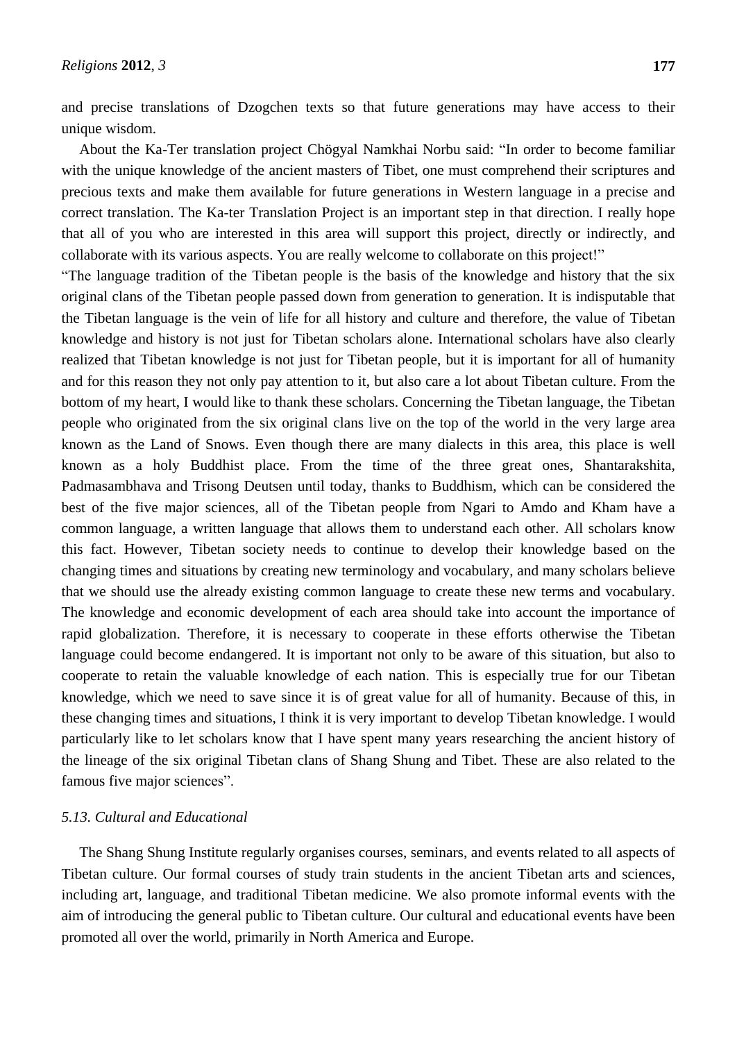and precise translations of Dzogchen texts so that future generations may have access to their unique wisdom.

About the Ka-Ter translation project Chögyal Namkhai Norbu said: "In order to become familiar with the unique knowledge of the ancient masters of Tibet, one must comprehend their scriptures and precious texts and make them available for future generations in Western language in a precise and correct translation. The Ka-ter Translation Project is an important step in that direction. I really hope that all of you who are interested in this area will support this project, directly or indirectly, and collaborate with its various aspects. You are really welcome to collaborate on this project!"

"The language tradition of the Tibetan people is the basis of the knowledge and history that the six original clans of the Tibetan people passed down from generation to generation. It is indisputable that the Tibetan language is the vein of life for all history and culture and therefore, the value of Tibetan knowledge and history is not just for Tibetan scholars alone. International scholars have also clearly realized that Tibetan knowledge is not just for Tibetan people, but it is important for all of humanity and for this reason they not only pay attention to it, but also care a lot about Tibetan culture. From the bottom of my heart, I would like to thank these scholars. Concerning the Tibetan language, the Tibetan people who originated from the six original clans live on the top of the world in the very large area known as the Land of Snows. Even though there are many dialects in this area, this place is well known as a holy Buddhist place. From the time of the three great ones, Shantarakshita, Padmasambhava and Trisong Deutsen until today, thanks to Buddhism, which can be considered the best of the five major sciences, all of the Tibetan people from Ngari to Amdo and Kham have a common language, a written language that allows them to understand each other. All scholars know this fact. However, Tibetan society needs to continue to develop their knowledge based on the changing times and situations by creating new terminology and vocabulary, and many scholars believe that we should use the already existing common language to create these new terms and vocabulary. The knowledge and economic development of each area should take into account the importance of rapid globalization. Therefore, it is necessary to cooperate in these efforts otherwise the Tibetan language could become endangered. It is important not only to be aware of this situation, but also to cooperate to retain the valuable knowledge of each nation. This is especially true for our Tibetan knowledge, which we need to save since it is of great value for all of humanity. Because of this, in these changing times and situations, I think it is very important to develop Tibetan knowledge. I would particularly like to let scholars know that I have spent many years researching the ancient history of the lineage of the six original Tibetan clans of Shang Shung and Tibet. These are also related to the famous five major sciences".

### *5.13. Cultural and Educational*

The Shang Shung Institute regularly organises courses, seminars, and events related to all aspects of Tibetan culture. Our formal courses of study train students in the ancient Tibetan arts and sciences, including art, language, and traditional Tibetan medicine. We also promote informal events with the aim of introducing the general public to Tibetan culture. Our cultural and educational events have been promoted all over the world, primarily in North America and Europe.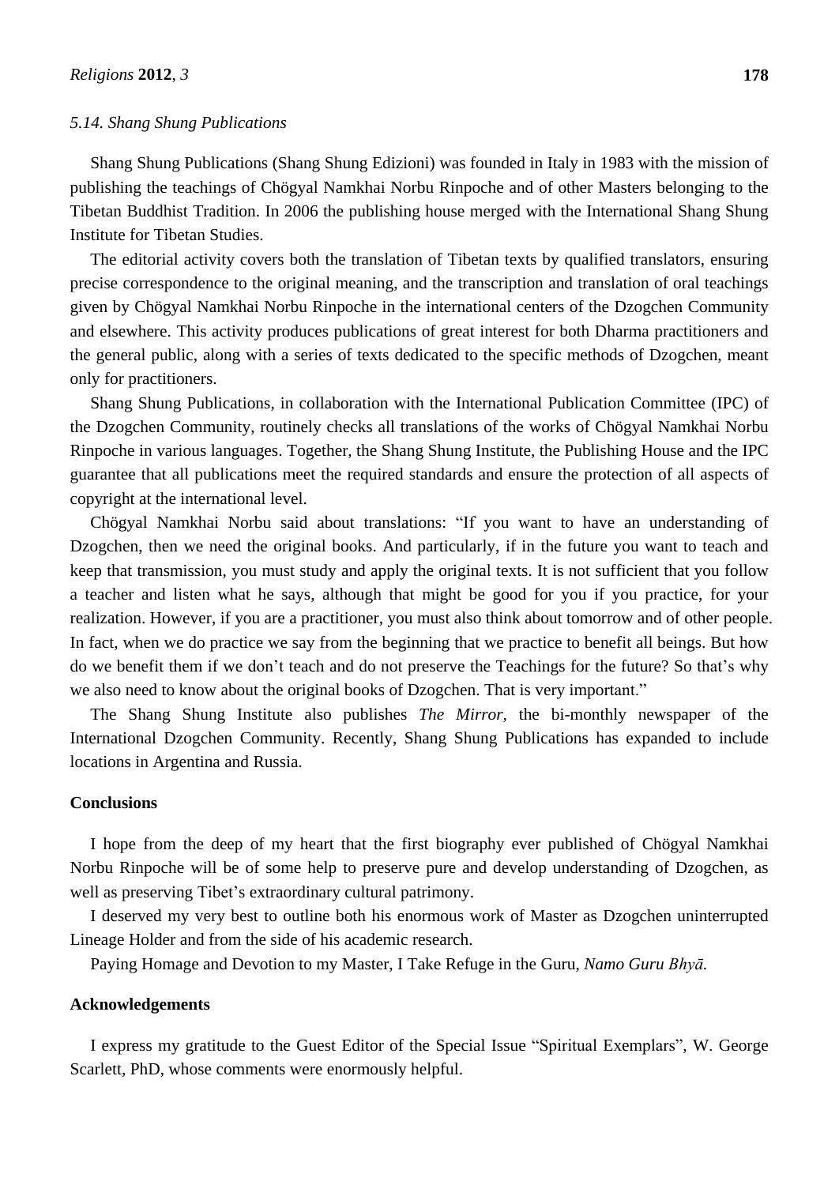### *5.14. Shang Shung Publications*

Shang Shung Publications (Shang Shung Edizioni) was founded in Italy in 1983 with the mission of publishing the teachings of Chögyal Namkhai Norbu Rinpoche and of other Masters belonging to the Tibetan Buddhist Tradition. In 2006 the publishing house merged with the International Shang Shung Institute for Tibetan Studies.

The editorial activity covers both the translation of Tibetan texts by qualified translators, ensuring precise correspondence to the original meaning, and the transcription and translation of oral teachings given by Chögyal Namkhai Norbu Rinpoche in the international centers of the Dzogchen Community and elsewhere. This activity produces publications of great interest for both Dharma practitioners and the general public, along with a series of texts dedicated to the specific methods of Dzogchen, meant only for practitioners.

Shang Shung Publications, in collaboration with the International Publication Committee (IPC) of the Dzogchen Community, routinely checks all translations of the works of Chögyal Namkhai Norbu Rinpoche in various languages. Together, the Shang Shung Institute, the Publishing House and the IPC guarantee that all publications meet the required standards and ensure the protection of all aspects of copyright at the international level.

Chögyal Namkhai Norbu said about translations: "If you want to have an understanding of Dzogchen, then we need the original books. And particularly, if in the future you want to teach and keep that transmission, you must study and apply the original texts. It is not sufficient that you follow a teacher and listen what he says, although that might be good for you if you practice, for your realization. However, if you are a practitioner, you must also think about tomorrow and of other people. In fact, when we do practice we say from the beginning that we practice to benefit all beings. But how do we benefit them if we don't teach and do not preserve the Teachings for the future? So that's why we also need to know about the original books of Dzogchen. That is very important."

The Shang Shung Institute also publishes *The Mirror*, the bi-monthly newspaper of the International Dzogchen Community. Recently, Shang Shung Publications has expanded to include locations in Argentina and Russia.

## Conclusions

I hope from the deep of my heart that the first biography ever published of Chögyal Namkhai Norbu Rinpoche will be of some help to preserve pure and develop understanding of Dzogchen, as well as preserving Tibet's extraordinary cultural patrimony.

I deserved my very best to outline both his enormous work of Master as Dzogchen uninterrupted Lineage Holder and from the side of his academic research.

Paying Homage and Devotion to my Master, I Take Refuge in the Guru, *Namo Guru Bhyā.*

## Acknowledgements

I express my gratitude to the Guest Editor of the Special Issue "Spiritual Exemplars", W. George Scarlett, PhD, whose comments were enormously helpful.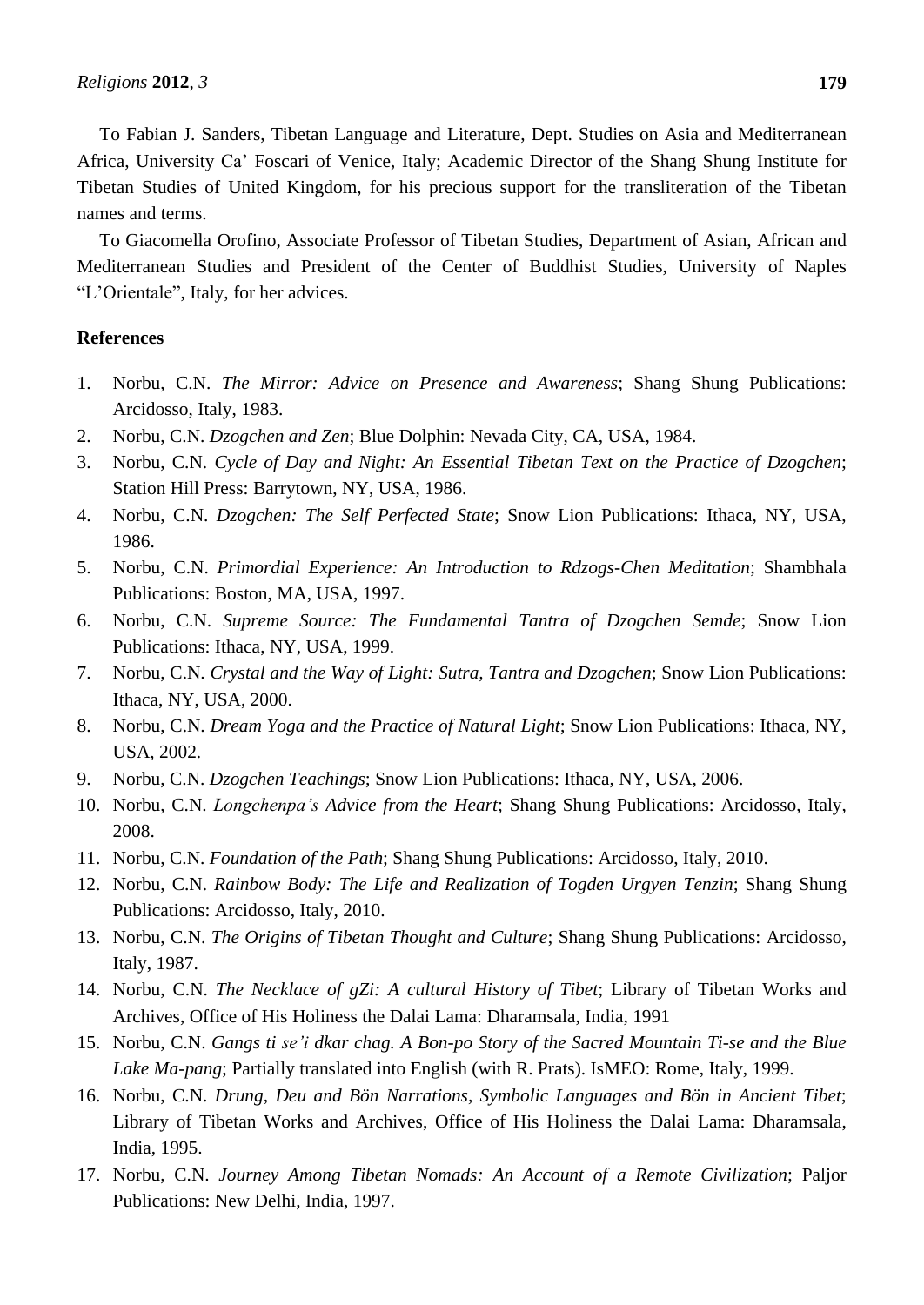To Fabian J. Sanders, Tibetan Language and Literature, Dept. Studies on Asia and Mediterranean Africa, University Ca' Foscari of Venice, Italy; Academic Director of the Shang Shung Institute for Tibetan Studies of United Kingdom, for his precious support for the transliteration of the Tibetan names and terms.

To Giacomella Orofino, Associate Professor of Tibetan Studies, Department of Asian, African and Mediterranean Studies and President of the Center of Buddhist Studies, University of Naples "L'Orientale", Italy, for her advices.

## References

1. Norbu, C.N. *The Mirror: Advice on Presence and Awareness*; Shang Shung Publications: Arcidosso, Italy, 1983.
2. Norbu, C.N. *Dzogchen and Zen*; Blue Dolphin: Nevada City, CA, USA, 1984.
3. Norbu, C.N. *Cycle of Day and Night: An Essential Tibetan Text on the Practice of Dzogchen*; Station Hill Press: Barrytown, NY, USA, 1986.
4. Norbu, C.N. *Dzogchen: The Self Perfected State*; Snow Lion Publications: Ithaca, NY, USA, 1986.
5. Norbu, C.N. *Primordial Experience: An Introduction to Rdzogs-Chen Meditation*; Shambhala Publications: Boston, MA, USA, 1997.
6. Norbu, C.N. *Supreme Source: The Fundamental Tantra of Dzogchen Semde*; Snow Lion Publications: Ithaca, NY, USA, 1999.
7. Norbu, C.N. *Crystal and the Way of Light: Sutra, Tantra and Dzogchen*; Snow Lion Publications: Ithaca, NY, USA, 2000.
8. Norbu, C.N. *Dream Yoga and the Practice of Natural Light*; Snow Lion Publications: Ithaca, NY, USA, 2002.
9. Norbu, C.N. *Dzogchen Teachings*; Snow Lion Publications: Ithaca, NY, USA, 2006.
10. Norbu, C.N. *Longchenpa's Advice from the Heart*; Shang Shung Publications: Arcidosso, Italy, 2008.
11. Norbu, C.N. *Foundation of the Path*; Shang Shung Publications: Arcidosso, Italy, 2010.
12. Norbu, C.N. *Rainbow Body: The Life and Realization of Togden Urgyen Tenzin*; Shang Shung Publications: Arcidosso, Italy, 2010.
13. Norbu, C.N. *The Origins of Tibetan Thought and Culture*; Shang Shung Publications: Arcidosso, Italy, 1987.
14. Norbu, C.N. *The Necklace of gZi: A cultural History of Tibet*; Library of Tibetan Works and Archives, Office of His Holiness the Dalai Lama: Dharamsala, India, 1991
15. Norbu, C.N. *Gangs ti se'i dkar chag. A Bon-po Story of the Sacred Mountain Ti-se and the Blue Lake Ma-pang*; Partially translated into English (with R. Prats). IsMEO: Rome, Italy, 1999.
16. Norbu, C.N. *Drung, Deu and Bön Narrations, Symbolic Languages and Bön in Ancient Tibet*; Library of Tibetan Works and Archives, Office of His Holiness the Dalai Lama: Dharamsala, India, 1995.
17. Norbu, C.N. *Journey Among Tibetan Nomads: An Account of a Remote Civilization*; Paljor Publications: New Delhi, India, 1997.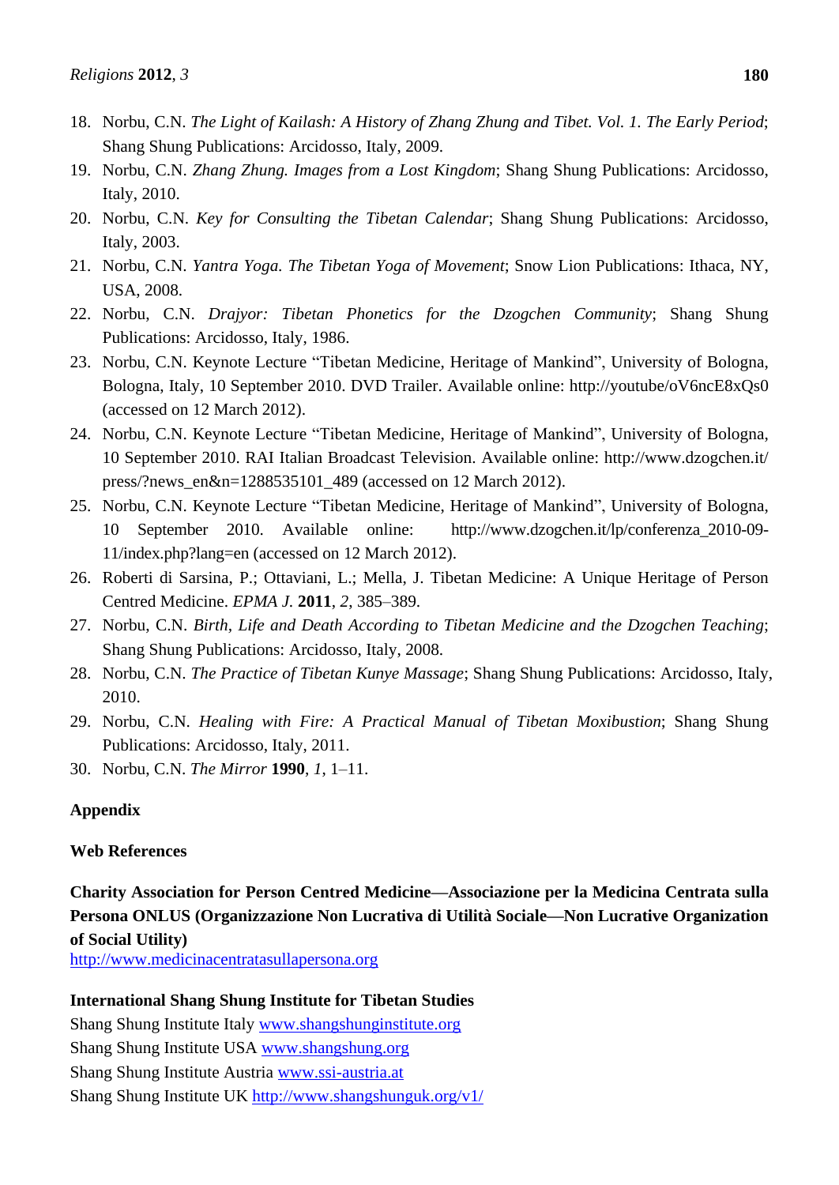18. Norbu, C.N. *The Light of Kailash: A History of Zhang Zhung and Tibet. Vol. 1. The Early Period*; Shang Shung Publications: Arcidosso, Italy, 2009.
19. Norbu, C.N. *Zhang Zhung. Images from a Lost Kingdom*; Shang Shung Publications: Arcidosso, Italy, 2010.
20. Norbu, C.N. *Key for Consulting the Tibetan Calendar*; Shang Shung Publications: Arcidosso, Italy, 2003.
21. Norbu, C.N. *Yantra Yoga. The Tibetan Yoga of Movement*; Snow Lion Publications: Ithaca, NY, USA, 2008.
22. Norbu, C.N. *Drajyor: Tibetan Phonetics for the Dzogchen Community*; Shang Shung Publications: Arcidosso, Italy, 1986.
23. Norbu, C.N. Keynote Lecture "Tibetan Medicine, Heritage of Mankind", University of Bologna, Bologna, Italy, 10 September 2010. DVD Trailer. Available online: http://youtube/oV6ncE8xQs0 (accessed on 12 March 2012).
24. Norbu, C.N. Keynote Lecture "Tibetan Medicine, Heritage of Mankind", University of Bologna, 10 September 2010. RAI Italian Broadcast Television. Available online: http://www.dzogchen.it/press/?news_en&n=1288535101_489 (accessed on 12 March 2012).
25. Norbu, C.N. Keynote Lecture "Tibetan Medicine, Heritage of Mankind", University of Bologna, 10 September 2010. Available online: http://www.dzogchen.it/lp/conferenza_2010-09-11/index.php?lang=en (accessed on 12 March 2012).
26. Roberti di Sarsina, P.; Ottaviani, L.; Mella, J. Tibetan Medicine: A Unique Heritage of Person Centred Medicine. *EPMA J.* **2011**, *2*, 385–389.
27. Norbu, C.N. *Birth, Life and Death According to Tibetan Medicine and the Dzogchen Teaching*; Shang Shung Publications: Arcidosso, Italy, 2008.
28. Norbu, C.N. *The Practice of Tibetan Kunye Massage*; Shang Shung Publications: Arcidosso, Italy, 2010.
29. Norbu, C.N. *Healing with Fire: A Practical Manual of Tibetan Moxibustion*; Shang Shung Publications: Arcidosso, Italy, 2011.
30. Norbu, C.N. *The Mirror* **1990**, *1*, 1–11.

## Appendix

### Web References

**Charity Association for Person Centred Medicine—Associazione per la Medicina Centrata sulla Persona ONLUS (Organizzazione Non Lucrativa di Utilità Sociale—Non Lucrative Organization of Social Utility)**
http://www.medicinacentratasullapersona.org

**International Shang Shung Institute for Tibetan Studies**
Shang Shung Institute Italy www.shangshunginstitute.org
Shang Shung Institute USA www.shangshung.org
Shang Shung Institute Austria www.ssi-austria.at
Shang Shung Institute UK http://www.shangshunguk.org/v1/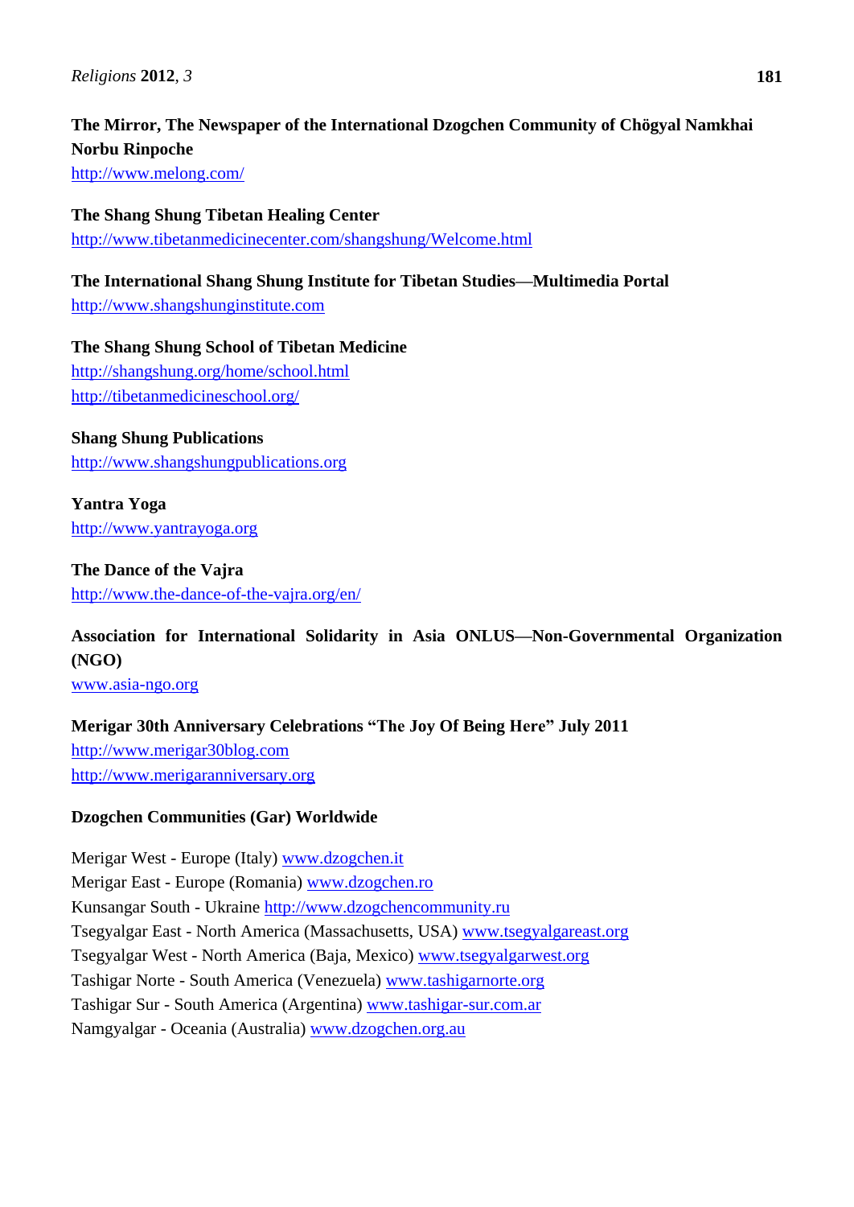**The Mirror, The Newspaper of the International Dzogchen Community of Chögyal Namkhai Norbu Rinpoche**
http://www.melong.com/

**The Shang Shung Tibetan Healing Center**
http://www.tibetanmedicinecenter.com/shangshung/Welcome.html

**The International Shang Shung Institute for Tibetan Studies—Multimedia Portal**
http://www.shangshunginstitute.com

**The Shang Shung School of Tibetan Medicine**
http://shangshung.org/home/school.html
http://tibetanmedicineschool.org/

**Shang Shung Publications**
http://www.shangshungpublications.org

**Yantra Yoga**
http://www.yantrayoga.org

**The Dance of the Vajra**
http://www.the-dance-of-the-vajra.org/en/

**Association for International Solidarity in Asia ONLUS—Non-Governmental Organization (NGO)**
www.asia-ngo.org

**Merigar 30th Anniversary Celebrations "The Joy Of Being Here" July 2011**
http://www.merigar30blog.com
http://www.merigaranniversary.org

**Dzogchen Communities (Gar) Worldwide**

Merigar West - Europe (Italy) www.dzogchen.it
Merigar East - Europe (Romania) www.dzogchen.ro
Kunsangar South - Ukraine http://www.dzogchencommunity.ru
Tsegyalgar East - North America (Massachusetts, USA) www.tsegyalgareast.org
Tsegyalgar West - North America (Baja, Mexico) www.tsegyalgarwest.org
Tashigar Norte - South America (Venezuela) www.tashigarnorte.org
Tashigar Sur - South America (Argentina) www.tashigar-sur.com.ar
Namgyalgar - Oceania (Australia) www.dzogchen.org.au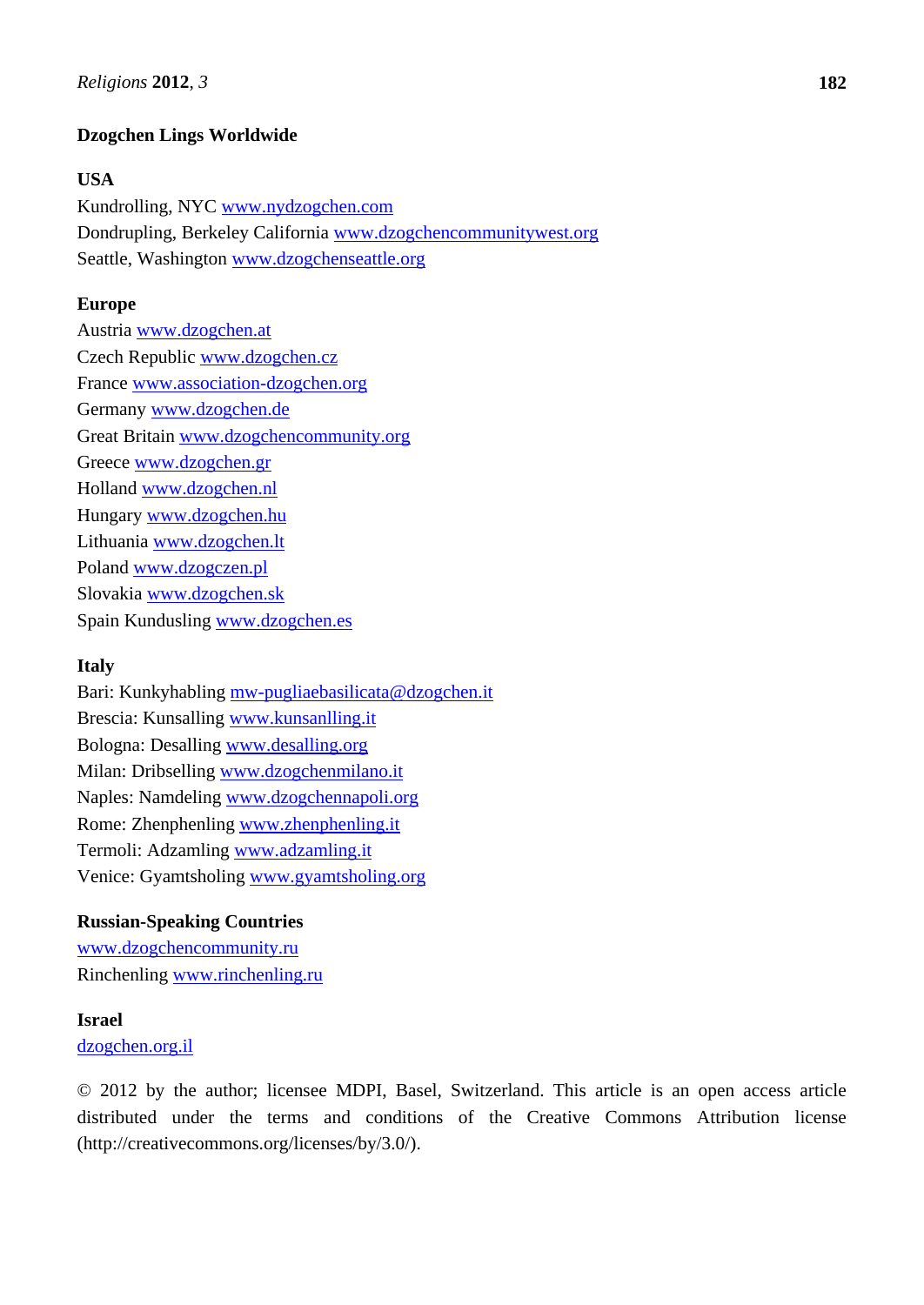**Dzogchen Lings Worldwide**

**USA**

Kundrolling, NYC www.nydzogchen.com
Dondrupling, Berkeley California www.dzogchencommunitywest.org
Seattle, Washington www.dzogchenseattle.org

**Europe**

Austria www.dzogchen.at
Czech Republic www.dzogchen.cz
France www.association-dzogchen.org
Germany www.dzogchen.de
Great Britain www.dzogchencommunity.org
Greece www.dzogchen.gr
Holland www.dzogchen.nl
Hungary www.dzogchen.hu
Lithuania www.dzogchen.lt
Poland www.dzogczen.pl
Slovakia www.dzogchen.sk
Spain Kundusling www.dzogchen.es

**Italy**

Bari: Kunkyhabling mw-pugliaebasilicata@dzogchen.it
Brescia: Kunsalling www.kunsanlling.it
Bologna: Desalling www.desalling.org
Milan: Dribselling www.dzogchenmilano.it
Naples: Namdeling www.dzogchennapoli.org
Rome: Zhenphenling www.zhenphenling.it
Termoli: Adzamling www.adzamling.it
Venice: Gyamtsholing www.gyamtsholing.org

**Russian-Speaking Countries**

www.dzogchencommunity.ru
Rinchenling www.rinchenling.ru

**Israel**

dzogchen.org.il

© 2012 by the author; licensee MDPI, Basel, Switzerland. This article is an open access article distributed under the terms and conditions of the Creative Commons Attribution license (http://creativecommons.org/licenses/by/3.0/).